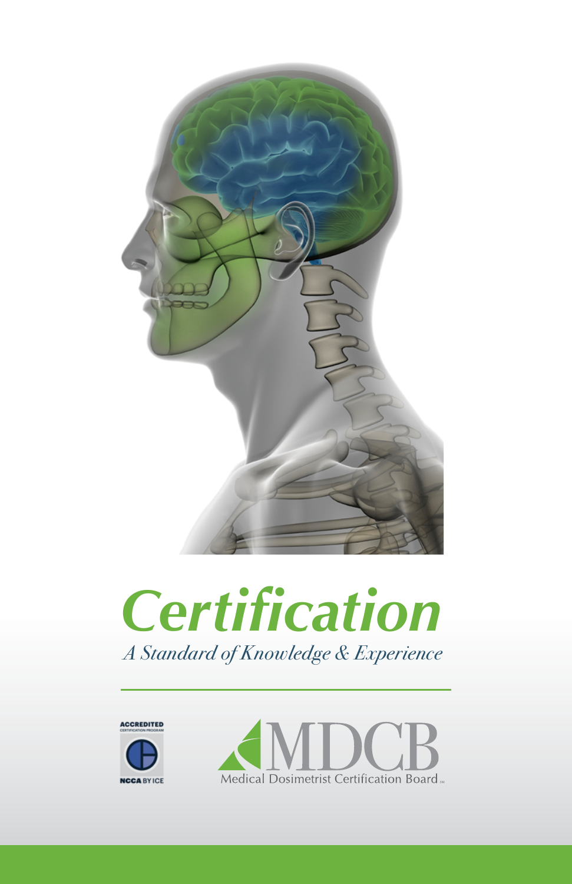# Certification

*A Standard of Knowledge & Experience*

ACCREDITED CERTIFICATION PROGRAM

NCCA BY ICE

MDCB

Medical Dosimetrist Certification Board SM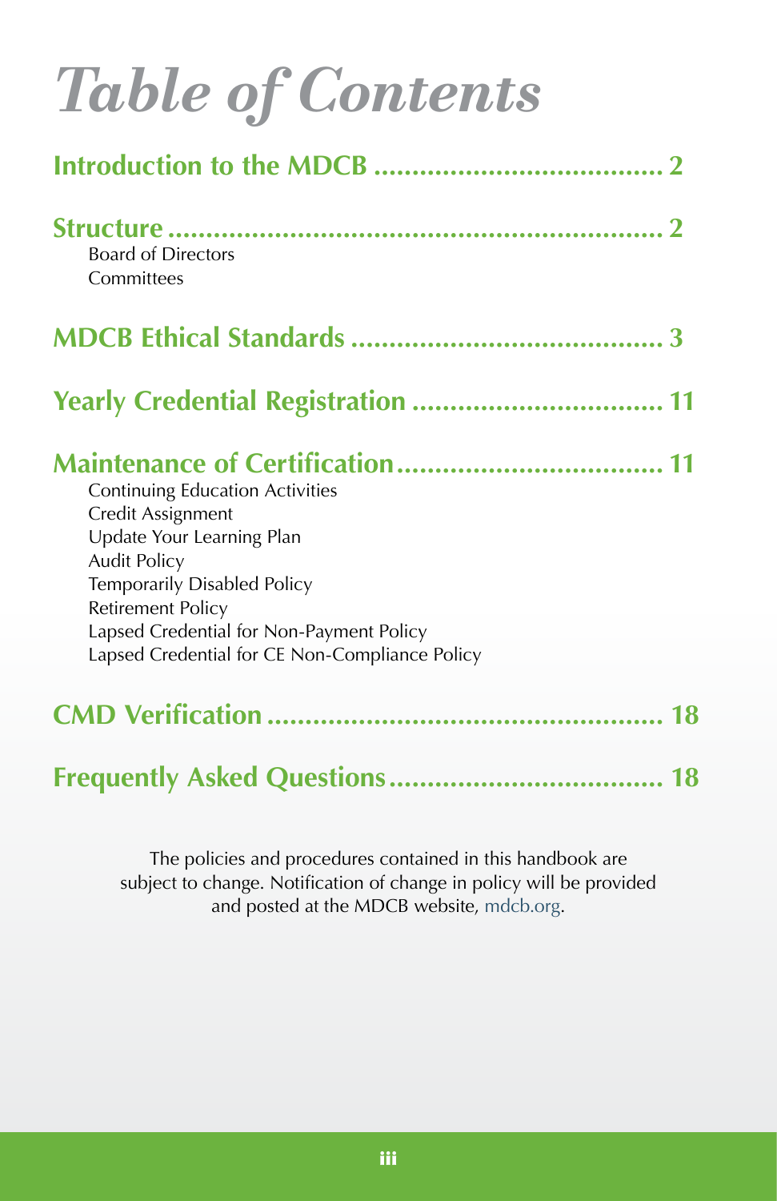# *Table of Contents*

**Introduction to the MDCB ...................................... 2**

**Structure .................................................................. 2**

- Board of Directors
- Committees

**MDCB Ethical Standards ........................................ 3**

**Yearly Credential Registration ................................ 11**

**Maintenance of Certification.................................. 11**

- Continuing Education Activities
- Credit Assignment
- Update Your Learning Plan
- Audit Policy
- Temporarily Disabled Policy
- Retirement Policy
- Lapsed Credential for Non-Payment Policy
- Lapsed Credential for CE Non-Compliance Policy

**CMD Verification .................................................... 18**

**Frequently Asked Questions.................................... 18**

The policies and procedures contained in this handbook are subject to change. Notification of change in policy will be provided and posted at the MDCB website, mdcb.org.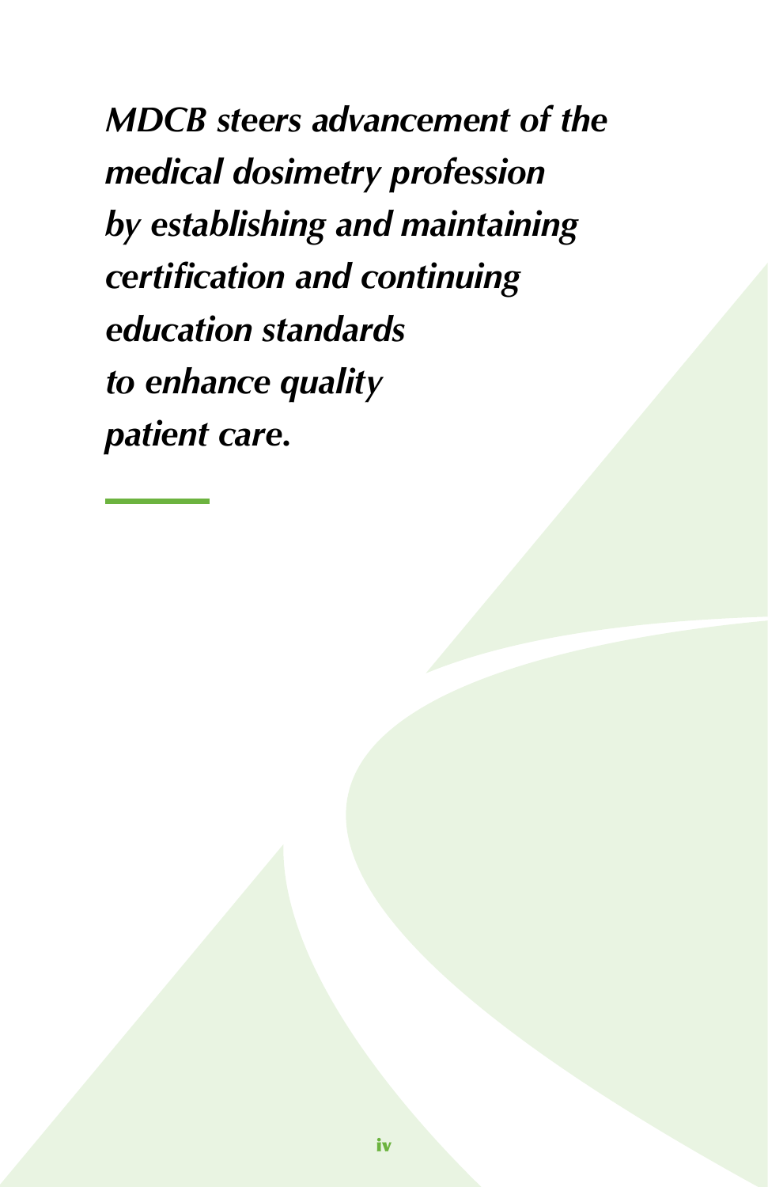***MDCB steers advancement of the medical dosimetry profession by establishing and maintaining certification and continuing education standards to enhance quality patient care.***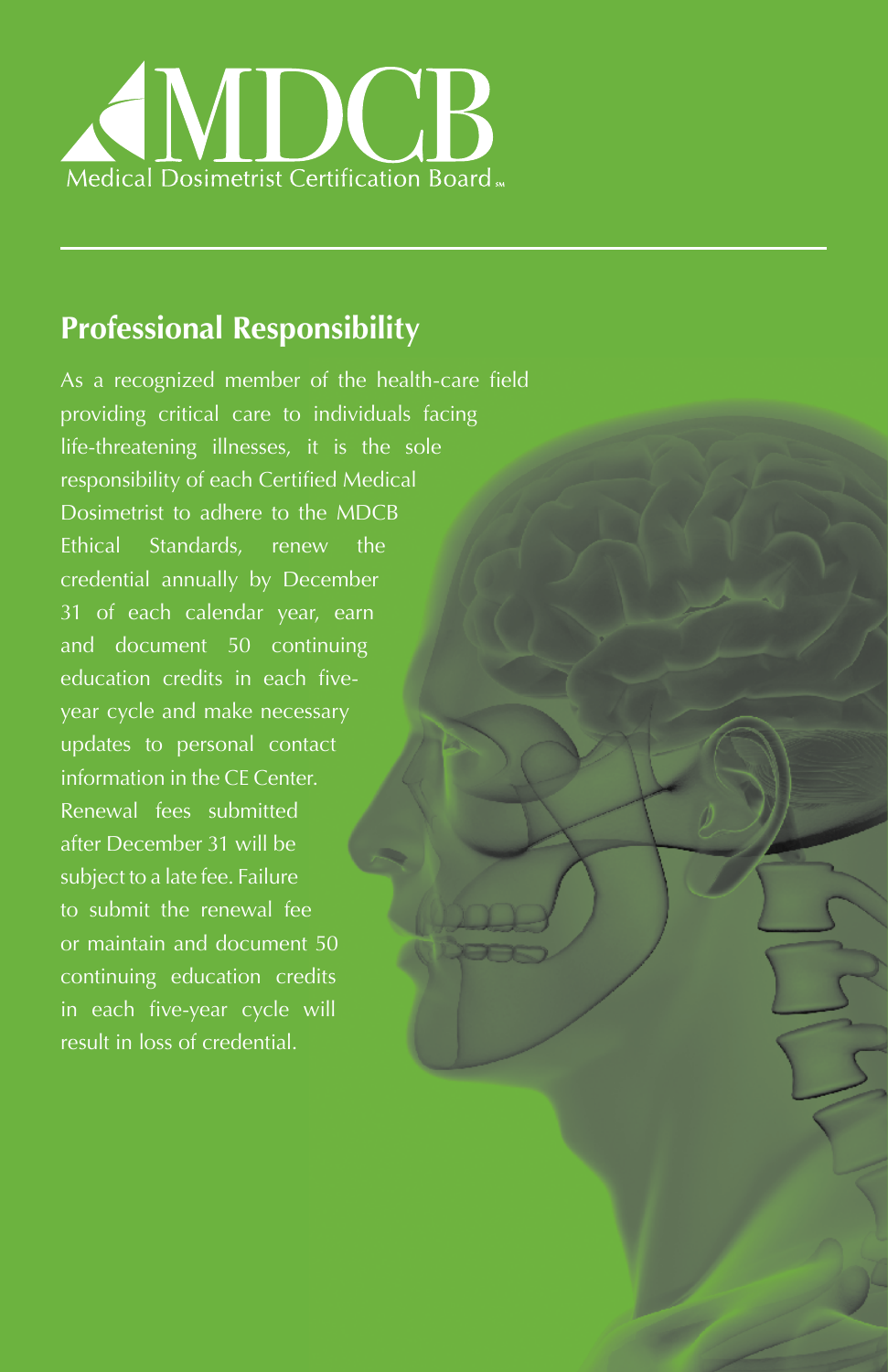MDCB

Medical Dosimetrist Certification Board

## Professional Responsibility

As a recognized member of the health-care field providing critical care to individuals facing life-threatening illnesses, it is the sole responsibility of each Certified Medical Dosimetrist to adhere to the MDCB Ethical Standards, renew the credential annually by December 31 of each calendar year, earn and document 50 continuing education credits in each five-year cycle and make necessary updates to personal contact information in the CE Center. Renewal fees submitted after December 31 will be subject to a late fee. Failure to submit the renewal fee or maintain and document 50 continuing education credits in each five-year cycle will result in loss of credential.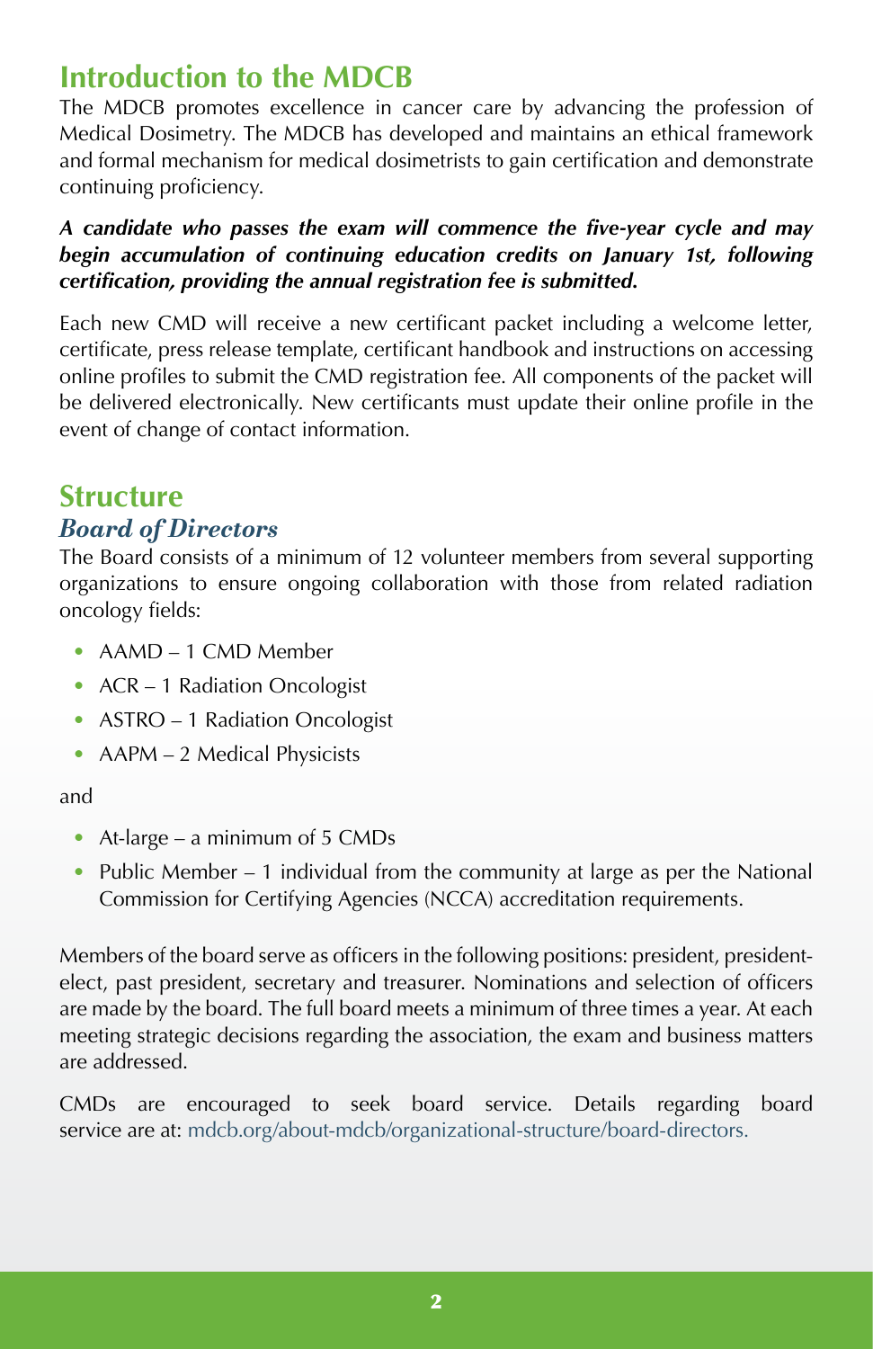## Introduction to the MDCB

The MDCB promotes excellence in cancer care by advancing the profession of Medical Dosimetry. The MDCB has developed and maintains an ethical framework and formal mechanism for medical dosimetrists to gain certification and demonstrate continuing proficiency.

***A candidate who passes the exam will commence the five-year cycle and may begin accumulation of continuing education credits on January 1st, following certification, providing the annual registration fee is submitted.***

Each new CMD will receive a new certificant packet including a welcome letter, certificate, press release template, certificant handbook and instructions on accessing online profiles to submit the CMD registration fee. All components of the packet will be delivered electronically. New certificants must update their online profile in the event of change of contact information.

## Structure

### *Board of Directors*

The Board consists of a minimum of 12 volunteer members from several supporting organizations to ensure ongoing collaboration with those from related radiation oncology fields:

- AAMD – 1 CMD Member
- ACR – 1 Radiation Oncologist
- ASTRO – 1 Radiation Oncologist
- AAPM – 2 Medical Physicists

and

- At-large – a minimum of 5 CMDs
- Public Member – 1 individual from the community at large as per the National Commission for Certifying Agencies (NCCA) accreditation requirements.

Members of the board serve as officers in the following positions: president, president-elect, past president, secretary and treasurer. Nominations and selection of officers are made by the board. The full board meets a minimum of three times a year. At each meeting strategic decisions regarding the association, the exam and business matters are addressed.

CMDs are encouraged to seek board service. Details regarding board service are at: mdcb.org/about-mdcb/organizational-structure/board-directors.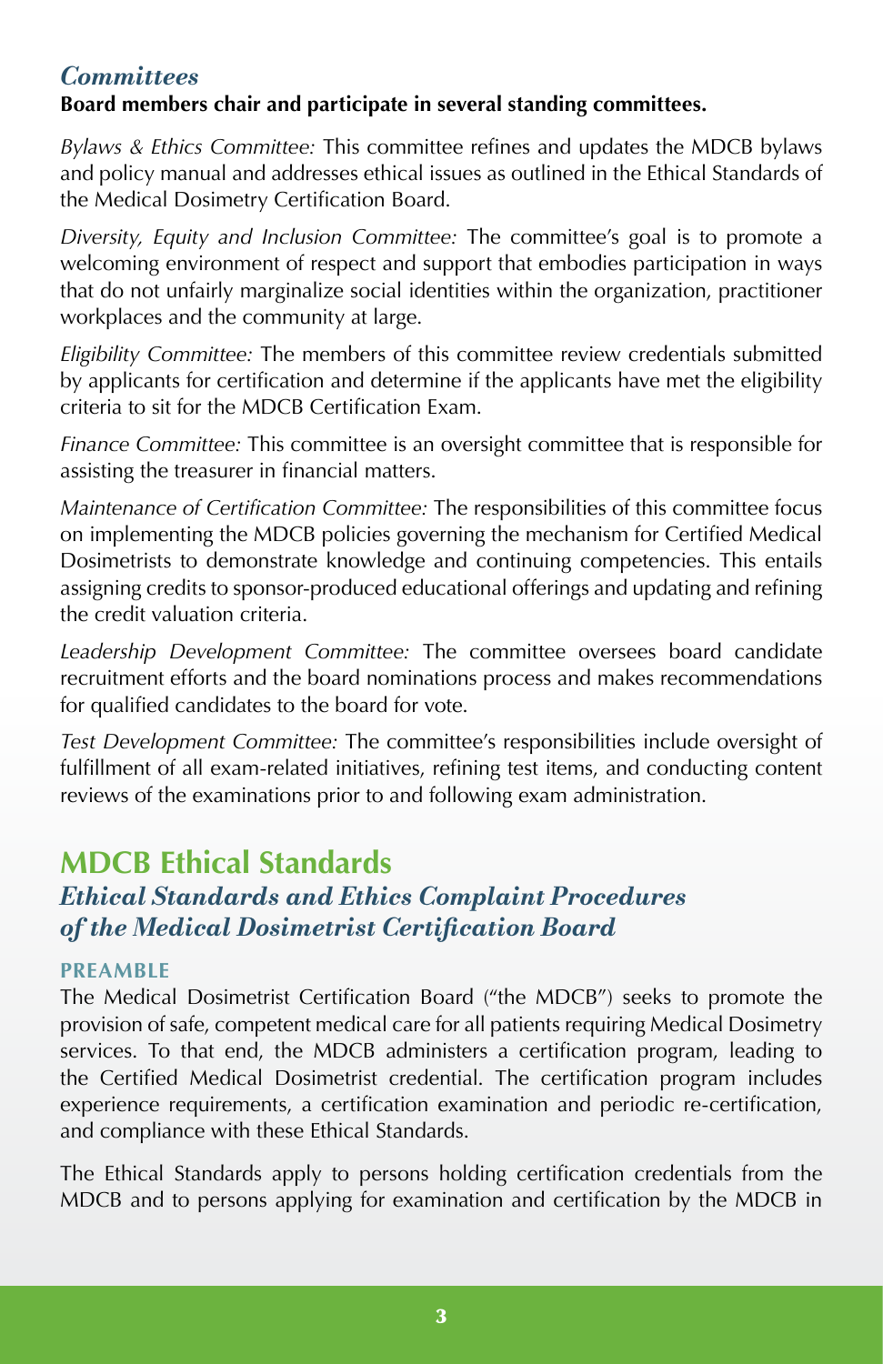### *Committees*

**Board members chair and participate in several standing committees.**

*Bylaws & Ethics Committee:* This committee refines and updates the MDCB bylaws and policy manual and addresses ethical issues as outlined in the Ethical Standards of the Medical Dosimetry Certification Board.

*Diversity, Equity and Inclusion Committee:* The committee's goal is to promote a welcoming environment of respect and support that embodies participation in ways that do not unfairly marginalize social identities within the organization, practitioner workplaces and the community at large.

*Eligibility Committee:* The members of this committee review credentials submitted by applicants for certification and determine if the applicants have met the eligibility criteria to sit for the MDCB Certification Exam.

*Finance Committee:* This committee is an oversight committee that is responsible for assisting the treasurer in financial matters.

*Maintenance of Certification Committee:* The responsibilities of this committee focus on implementing the MDCB policies governing the mechanism for Certified Medical Dosimetrists to demonstrate knowledge and continuing competencies. This entails assigning credits to sponsor-produced educational offerings and updating and refining the credit valuation criteria.

*Leadership Development Committee:* The committee oversees board candidate recruitment efforts and the board nominations process and makes recommendations for qualified candidates to the board for vote.

*Test Development Committee:* The committee's responsibilities include oversight of fulfillment of all exam-related initiatives, refining test items, and conducting content reviews of the examinations prior to and following exam administration.

## MDCB Ethical Standards

### *Ethical Standards and Ethics Complaint Procedures of the Medical Dosimetrist Certification Board*

#### PREAMBLE

The Medical Dosimetrist Certification Board ("the MDCB") seeks to promote the provision of safe, competent medical care for all patients requiring Medical Dosimetry services. To that end, the MDCB administers a certification program, leading to the Certified Medical Dosimetrist credential. The certification program includes experience requirements, a certification examination and periodic re-certification, and compliance with these Ethical Standards.

The Ethical Standards apply to persons holding certification credentials from the MDCB and to persons applying for examination and certification by the MDCB in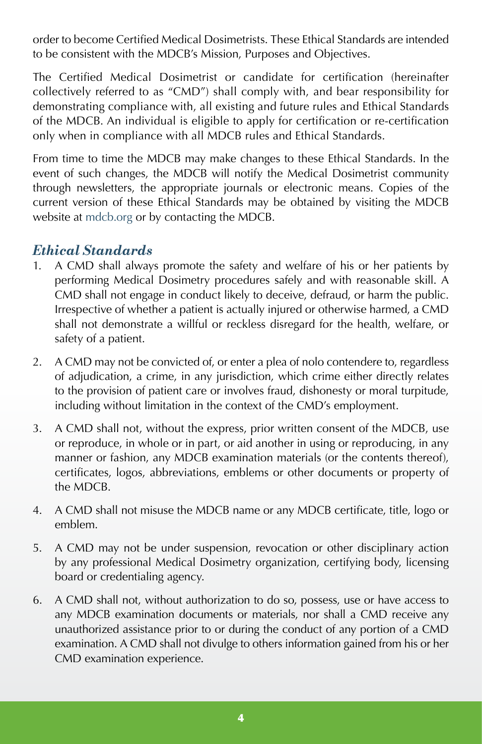order to become Certified Medical Dosimetrists. These Ethical Standards are intended to be consistent with the MDCB's Mission, Purposes and Objectives.

The Certified Medical Dosimetrist or candidate for certification (hereinafter collectively referred to as "CMD") shall comply with, and bear responsibility for demonstrating compliance with, all existing and future rules and Ethical Standards of the MDCB. An individual is eligible to apply for certification or re-certification only when in compliance with all MDCB rules and Ethical Standards.

From time to time the MDCB may make changes to these Ethical Standards. In the event of such changes, the MDCB will notify the Medical Dosimetrist community through newsletters, the appropriate journals or electronic means. Copies of the current version of these Ethical Standards may be obtained by visiting the MDCB website at mdcb.org or by contacting the MDCB.

## *Ethical Standards*

1. A CMD shall always promote the safety and welfare of his or her patients by performing Medical Dosimetry procedures safely and with reasonable skill. A CMD shall not engage in conduct likely to deceive, defraud, or harm the public. Irrespective of whether a patient is actually injured or otherwise harmed, a CMD shall not demonstrate a willful or reckless disregard for the health, welfare, or safety of a patient.

2. A CMD may not be convicted of, or enter a plea of nolo contendere to, regardless of adjudication, a crime, in any jurisdiction, which crime either directly relates to the provision of patient care or involves fraud, dishonesty or moral turpitude, including without limitation in the context of the CMD's employment.

3. A CMD shall not, without the express, prior written consent of the MDCB, use or reproduce, in whole or in part, or aid another in using or reproducing, in any manner or fashion, any MDCB examination materials (or the contents thereof), certificates, logos, abbreviations, emblems or other documents or property of the MDCB.

4. A CMD shall not misuse the MDCB name or any MDCB certificate, title, logo or emblem.

5. A CMD may not be under suspension, revocation or other disciplinary action by any professional Medical Dosimetry organization, certifying body, licensing board or credentialing agency.

6. A CMD shall not, without authorization to do so, possess, use or have access to any MDCB examination documents or materials, nor shall a CMD receive any unauthorized assistance prior to or during the conduct of any portion of a CMD examination. A CMD shall not divulge to others information gained from his or her CMD examination experience.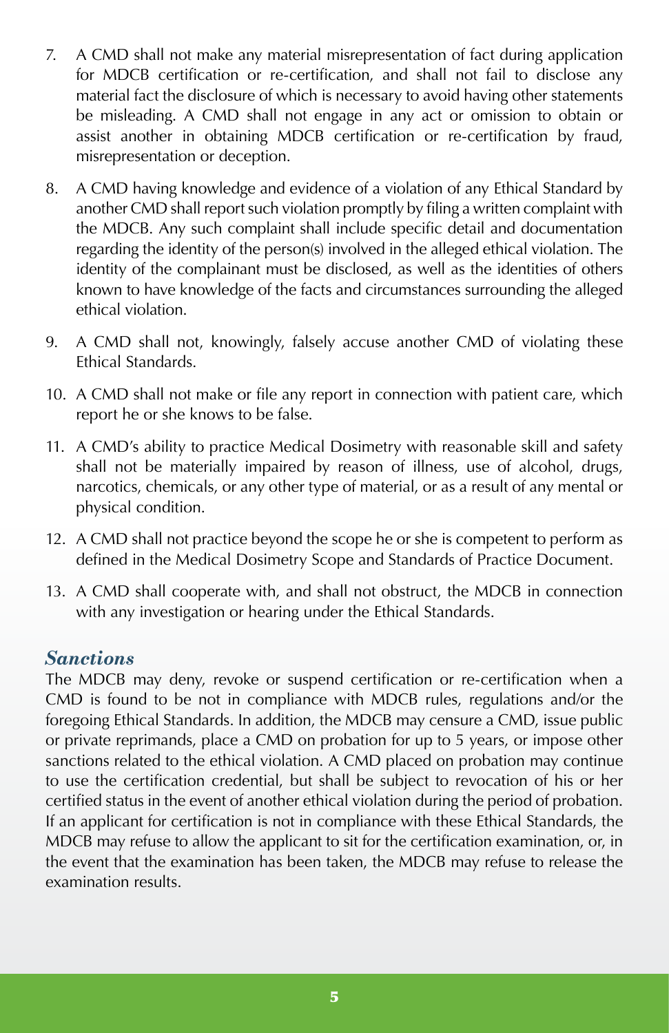7. A CMD shall not make any material misrepresentation of fact during application for MDCB certification or re-certification, and shall not fail to disclose any material fact the disclosure of which is necessary to avoid having other statements be misleading. A CMD shall not engage in any act or omission to obtain or assist another in obtaining MDCB certification or re-certification by fraud, misrepresentation or deception.

8. A CMD having knowledge and evidence of a violation of any Ethical Standard by another CMD shall report such violation promptly by filing a written complaint with the MDCB. Any such complaint shall include specific detail and documentation regarding the identity of the person(s) involved in the alleged ethical violation. The identity of the complainant must be disclosed, as well as the identities of others known to have knowledge of the facts and circumstances surrounding the alleged ethical violation.

9. A CMD shall not, knowingly, falsely accuse another CMD of violating these Ethical Standards.

10. A CMD shall not make or file any report in connection with patient care, which report he or she knows to be false.

11. A CMD's ability to practice Medical Dosimetry with reasonable skill and safety shall not be materially impaired by reason of illness, use of alcohol, drugs, narcotics, chemicals, or any other type of material, or as a result of any mental or physical condition.

12. A CMD shall not practice beyond the scope he or she is competent to perform as defined in the Medical Dosimetry Scope and Standards of Practice Document.

13. A CMD shall cooperate with, and shall not obstruct, the MDCB in connection with any investigation or hearing under the Ethical Standards.

### *Sanctions*

The MDCB may deny, revoke or suspend certification or re-certification when a CMD is found to be not in compliance with MDCB rules, regulations and/or the foregoing Ethical Standards. In addition, the MDCB may censure a CMD, issue public or private reprimands, place a CMD on probation for up to 5 years, or impose other sanctions related to the ethical violation. A CMD placed on probation may continue to use the certification credential, but shall be subject to revocation of his or her certified status in the event of another ethical violation during the period of probation. If an applicant for certification is not in compliance with these Ethical Standards, the MDCB may refuse to allow the applicant to sit for the certification examination, or, in the event that the examination has been taken, the MDCB may refuse to release the examination results.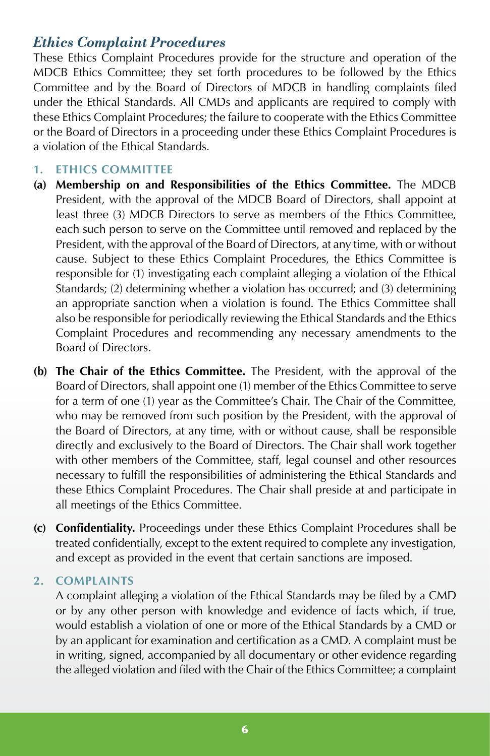## *Ethics Complaint Procedures*

These Ethics Complaint Procedures provide for the structure and operation of the MDCB Ethics Committee; they set forth procedures to be followed by the Ethics Committee and by the Board of Directors of MDCB in handling complaints filed under the Ethical Standards. All CMDs and applicants are required to comply with these Ethics Complaint Procedures; the failure to cooperate with the Ethics Committee or the Board of Directors in a proceeding under these Ethics Complaint Procedures is a violation of the Ethical Standards.

### 1. ETHICS COMMITTEE

**(a) Membership on and Responsibilities of the Ethics Committee.** The MDCB President, with the approval of the MDCB Board of Directors, shall appoint at least three (3) MDCB Directors to serve as members of the Ethics Committee, each such person to serve on the Committee until removed and replaced by the President, with the approval of the Board of Directors, at any time, with or without cause. Subject to these Ethics Complaint Procedures, the Ethics Committee is responsible for (1) investigating each complaint alleging a violation of the Ethical Standards; (2) determining whether a violation has occurred; and (3) determining an appropriate sanction when a violation is found. The Ethics Committee shall also be responsible for periodically reviewing the Ethical Standards and the Ethics Complaint Procedures and recommending any necessary amendments to the Board of Directors.

**(b) The Chair of the Ethics Committee.** The President, with the approval of the Board of Directors, shall appoint one (1) member of the Ethics Committee to serve for a term of one (1) year as the Committee's Chair. The Chair of the Committee, who may be removed from such position by the President, with the approval of the Board of Directors, at any time, with or without cause, shall be responsible directly and exclusively to the Board of Directors. The Chair shall work together with other members of the Committee, staff, legal counsel and other resources necessary to fulfill the responsibilities of administering the Ethical Standards and these Ethics Complaint Procedures. The Chair shall preside at and participate in all meetings of the Ethics Committee.

**(c) Confidentiality.** Proceedings under these Ethics Complaint Procedures shall be treated confidentially, except to the extent required to complete any investigation, and except as provided in the event that certain sanctions are imposed.

### 2. COMPLAINTS

A complaint alleging a violation of the Ethical Standards may be filed by a CMD or by any other person with knowledge and evidence of facts which, if true, would establish a violation of one or more of the Ethical Standards by a CMD or by an applicant for examination and certification as a CMD. A complaint must be in writing, signed, accompanied by all documentary or other evidence regarding the alleged violation and filed with the Chair of the Ethics Committee; a complaint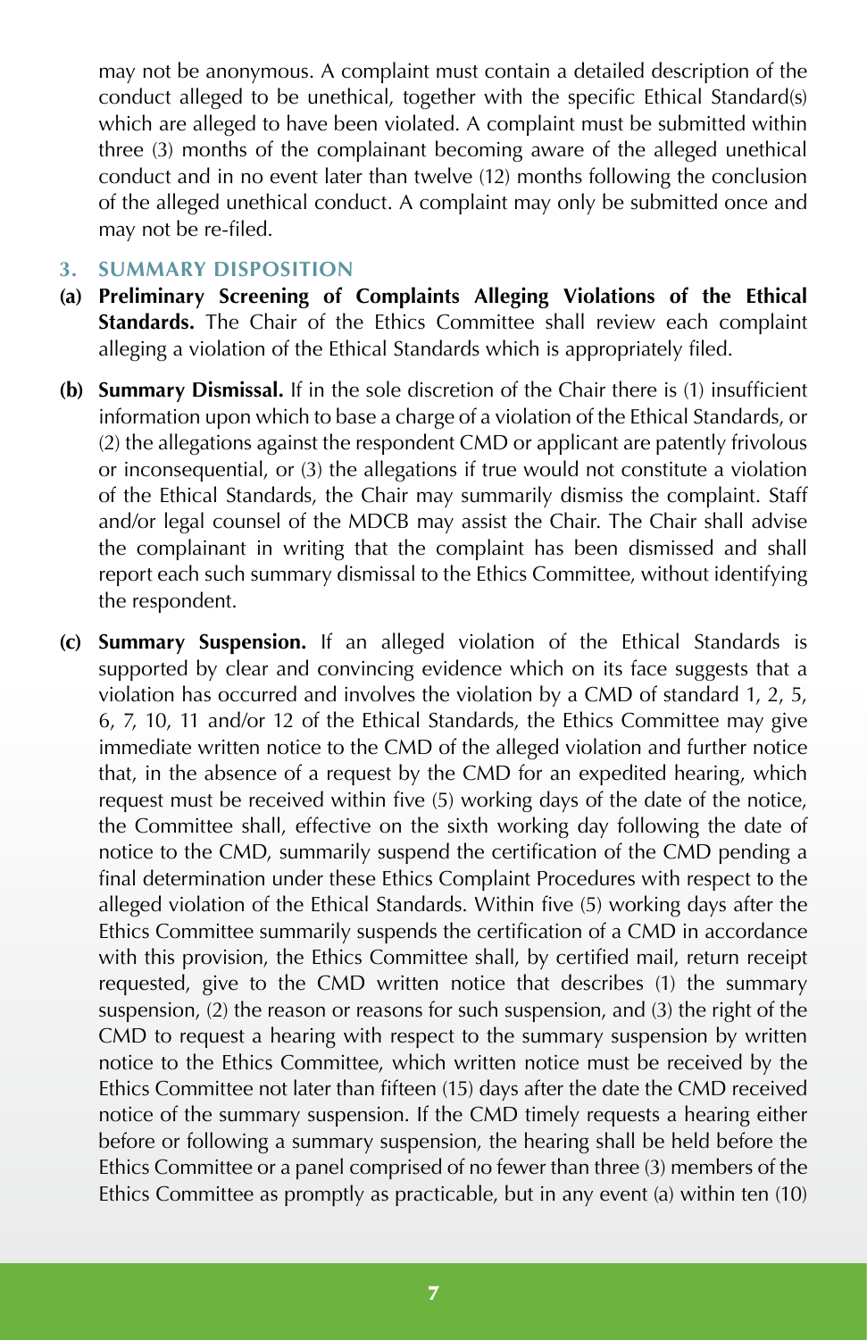may not be anonymous. A complaint must contain a detailed description of the conduct alleged to be unethical, together with the specific Ethical Standard(s) which are alleged to have been violated. A complaint must be submitted within three (3) months of the complainant becoming aware of the alleged unethical conduct and in no event later than twelve (12) months following the conclusion of the alleged unethical conduct. A complaint may only be submitted once and may not be re-filed.

### 3. SUMMARY DISPOSITION

**(a) Preliminary Screening of Complaints Alleging Violations of the Ethical Standards.** The Chair of the Ethics Committee shall review each complaint alleging a violation of the Ethical Standards which is appropriately filed.

**(b) Summary Dismissal.** If in the sole discretion of the Chair there is (1) insufficient information upon which to base a charge of a violation of the Ethical Standards, or (2) the allegations against the respondent CMD or applicant are patently frivolous or inconsequential, or (3) the allegations if true would not constitute a violation of the Ethical Standards, the Chair may summarily dismiss the complaint. Staff and/or legal counsel of the MDCB may assist the Chair. The Chair shall advise the complainant in writing that the complaint has been dismissed and shall report each such summary dismissal to the Ethics Committee, without identifying the respondent.

**(c) Summary Suspension.** If an alleged violation of the Ethical Standards is supported by clear and convincing evidence which on its face suggests that a violation has occurred and involves the violation by a CMD of standard 1, 2, 5, 6, 7, 10, 11 and/or 12 of the Ethical Standards, the Ethics Committee may give immediate written notice to the CMD of the alleged violation and further notice that, in the absence of a request by the CMD for an expedited hearing, which request must be received within five (5) working days of the date of the notice, the Committee shall, effective on the sixth working day following the date of notice to the CMD, summarily suspend the certification of the CMD pending a final determination under these Ethics Complaint Procedures with respect to the alleged violation of the Ethical Standards. Within five (5) working days after the Ethics Committee summarily suspends the certification of a CMD in accordance with this provision, the Ethics Committee shall, by certified mail, return receipt requested, give to the CMD written notice that describes (1) the summary suspension, (2) the reason or reasons for such suspension, and (3) the right of the CMD to request a hearing with respect to the summary suspension by written notice to the Ethics Committee, which written notice must be received by the Ethics Committee not later than fifteen (15) days after the date the CMD received notice of the summary suspension. If the CMD timely requests a hearing either before or following a summary suspension, the hearing shall be held before the Ethics Committee or a panel comprised of no fewer than three (3) members of the Ethics Committee as promptly as practicable, but in any event (a) within ten (10)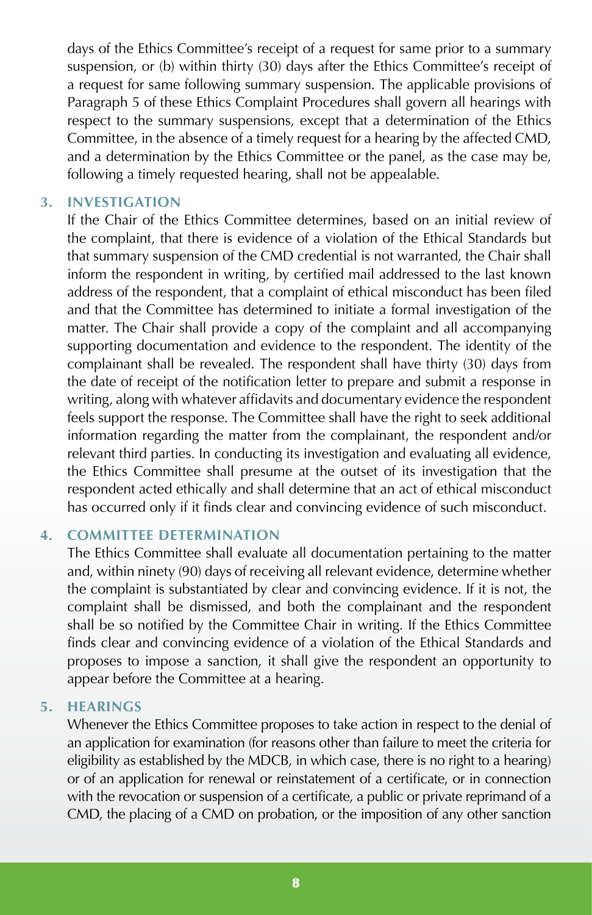days of the Ethics Committee's receipt of a request for same prior to a summary suspension, or (b) within thirty (30) days after the Ethics Committee's receipt of a request for same following summary suspension. The applicable provisions of Paragraph 5 of these Ethics Complaint Procedures shall govern all hearings with respect to the summary suspensions, except that a determination of the Ethics Committee, in the absence of a timely request for a hearing by the affected CMD, and a determination by the Ethics Committee or the panel, as the case may be, following a timely requested hearing, shall not be appealable.

## 3. INVESTIGATION

If the Chair of the Ethics Committee determines, based on an initial review of the complaint, that there is evidence of a violation of the Ethical Standards but that summary suspension of the CMD credential is not warranted, the Chair shall inform the respondent in writing, by certified mail addressed to the last known address of the respondent, that a complaint of ethical misconduct has been filed and that the Committee has determined to initiate a formal investigation of the matter. The Chair shall provide a copy of the complaint and all accompanying supporting documentation and evidence to the respondent. The identity of the complainant shall be revealed. The respondent shall have thirty (30) days from the date of receipt of the notification letter to prepare and submit a response in writing, along with whatever affidavits and documentary evidence the respondent feels support the response. The Committee shall have the right to seek additional information regarding the matter from the complainant, the respondent and/or relevant third parties. In conducting its investigation and evaluating all evidence, the Ethics Committee shall presume at the outset of its investigation that the respondent acted ethically and shall determine that an act of ethical misconduct has occurred only if it finds clear and convincing evidence of such misconduct.

## 4. COMMITTEE DETERMINATION

The Ethics Committee shall evaluate all documentation pertaining to the matter and, within ninety (90) days of receiving all relevant evidence, determine whether the complaint is substantiated by clear and convincing evidence. If it is not, the complaint shall be dismissed, and both the complainant and the respondent shall be so notified by the Committee Chair in writing. If the Ethics Committee finds clear and convincing evidence of a violation of the Ethical Standards and proposes to impose a sanction, it shall give the respondent an opportunity to appear before the Committee at a hearing.

## 5. HEARINGS

Whenever the Ethics Committee proposes to take action in respect to the denial of an application for examination (for reasons other than failure to meet the criteria for eligibility as established by the MDCB, in which case, there is no right to a hearing) or of an application for renewal or reinstatement of a certificate, or in connection with the revocation or suspension of a certificate, a public or private reprimand of a CMD, the placing of a CMD on probation, or the imposition of any other sanction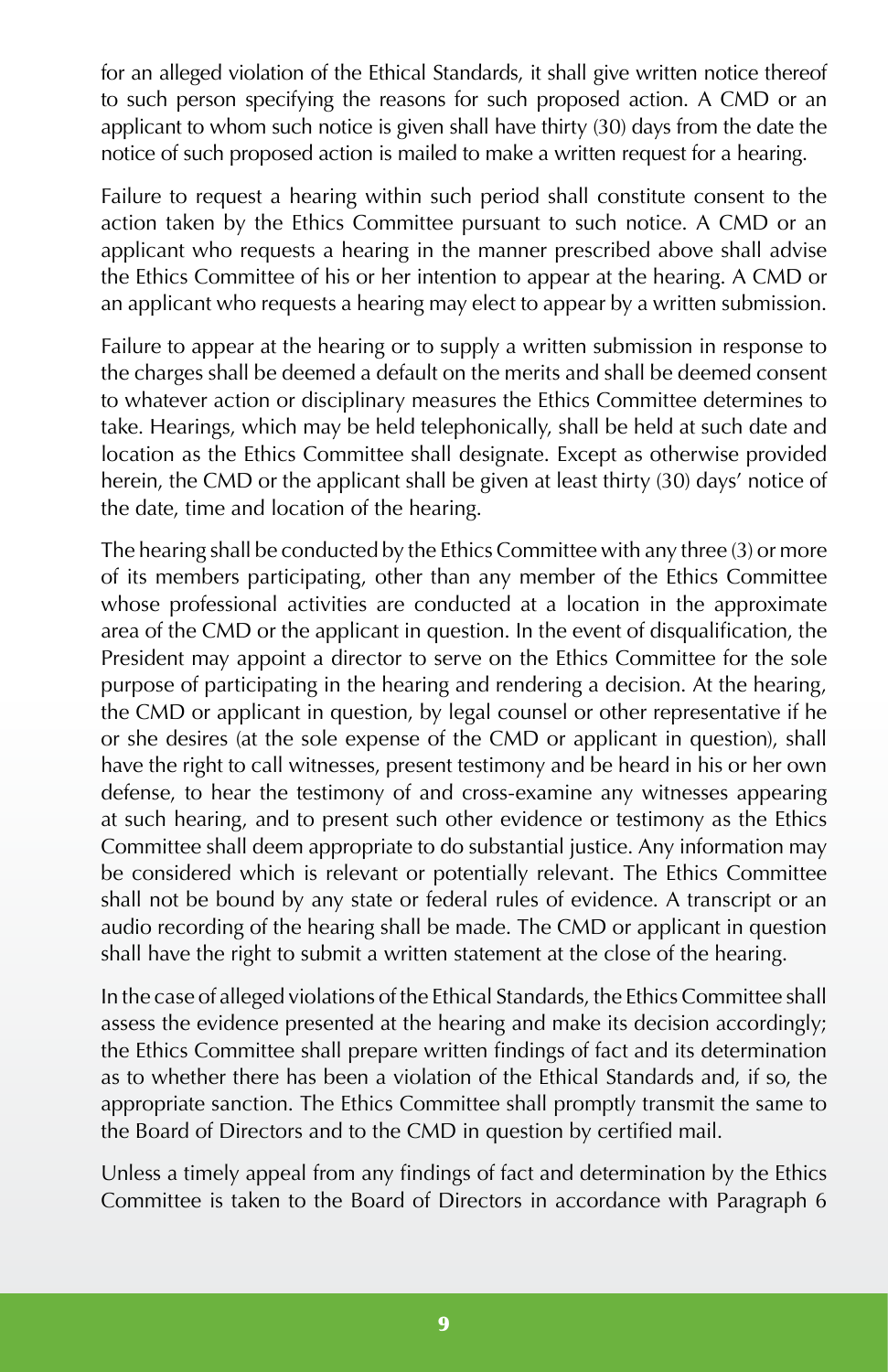for an alleged violation of the Ethical Standards, it shall give written notice thereof to such person specifying the reasons for such proposed action. A CMD or an applicant to whom such notice is given shall have thirty (30) days from the date the notice of such proposed action is mailed to make a written request for a hearing.

Failure to request a hearing within such period shall constitute consent to the action taken by the Ethics Committee pursuant to such notice. A CMD or an applicant who requests a hearing in the manner prescribed above shall advise the Ethics Committee of his or her intention to appear at the hearing. A CMD or an applicant who requests a hearing may elect to appear by a written submission.

Failure to appear at the hearing or to supply a written submission in response to the charges shall be deemed a default on the merits and shall be deemed consent to whatever action or disciplinary measures the Ethics Committee determines to take. Hearings, which may be held telephonically, shall be held at such date and location as the Ethics Committee shall designate. Except as otherwise provided herein, the CMD or the applicant shall be given at least thirty (30) days' notice of the date, time and location of the hearing.

The hearing shall be conducted by the Ethics Committee with any three (3) or more of its members participating, other than any member of the Ethics Committee whose professional activities are conducted at a location in the approximate area of the CMD or the applicant in question. In the event of disqualification, the President may appoint a director to serve on the Ethics Committee for the sole purpose of participating in the hearing and rendering a decision. At the hearing, the CMD or applicant in question, by legal counsel or other representative if he or she desires (at the sole expense of the CMD or applicant in question), shall have the right to call witnesses, present testimony and be heard in his or her own defense, to hear the testimony of and cross-examine any witnesses appearing at such hearing, and to present such other evidence or testimony as the Ethics Committee shall deem appropriate to do substantial justice. Any information may be considered which is relevant or potentially relevant. The Ethics Committee shall not be bound by any state or federal rules of evidence. A transcript or an audio recording of the hearing shall be made. The CMD or applicant in question shall have the right to submit a written statement at the close of the hearing.

In the case of alleged violations of the Ethical Standards, the Ethics Committee shall assess the evidence presented at the hearing and make its decision accordingly; the Ethics Committee shall prepare written findings of fact and its determination as to whether there has been a violation of the Ethical Standards and, if so, the appropriate sanction. The Ethics Committee shall promptly transmit the same to the Board of Directors and to the CMD in question by certified mail.

Unless a timely appeal from any findings of fact and determination by the Ethics Committee is taken to the Board of Directors in accordance with Paragraph 6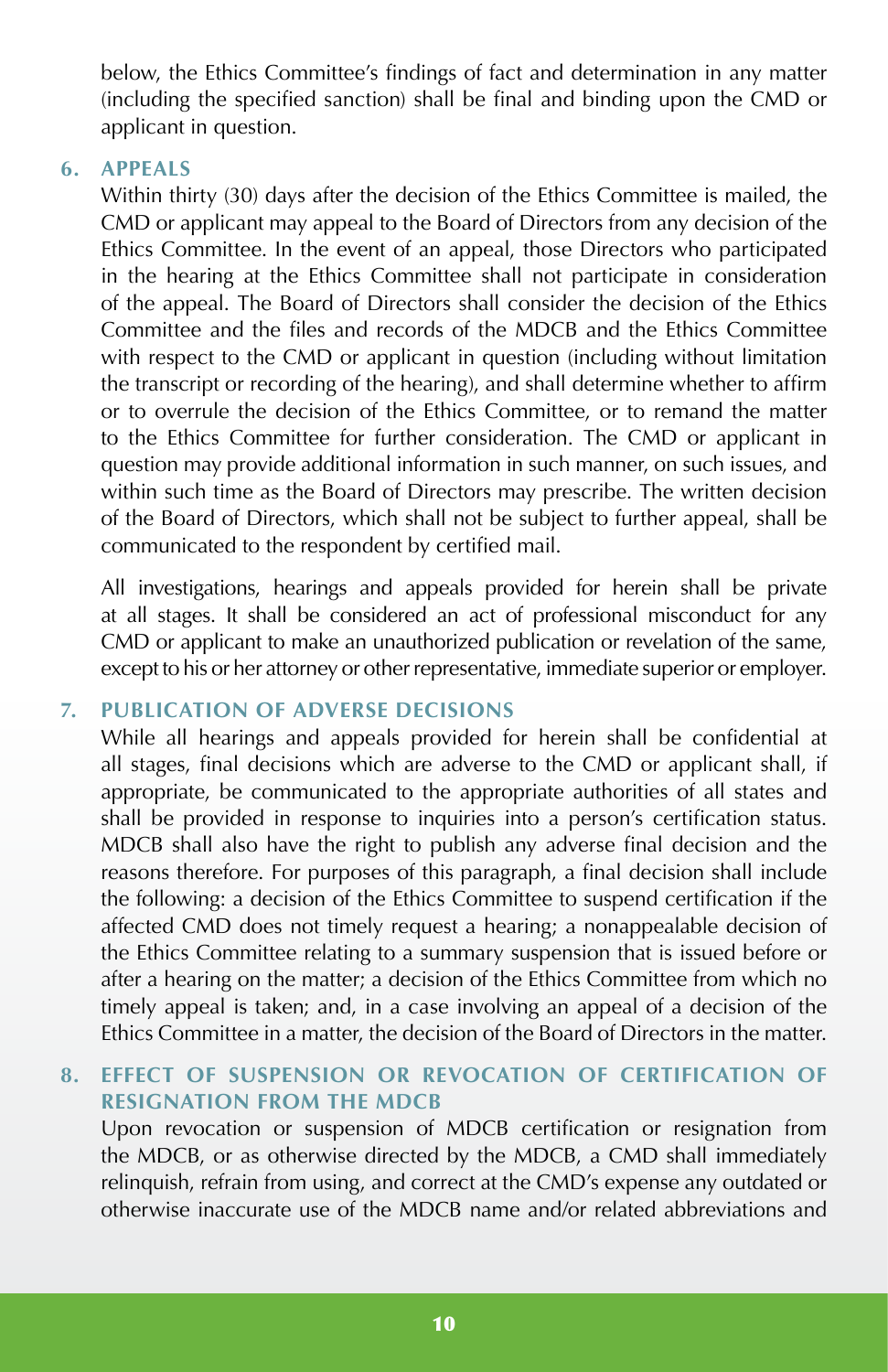below, the Ethics Committee's findings of fact and determination in any matter (including the specified sanction) shall be final and binding upon the CMD or applicant in question.

### 6. APPEALS

Within thirty (30) days after the decision of the Ethics Committee is mailed, the CMD or applicant may appeal to the Board of Directors from any decision of the Ethics Committee. In the event of an appeal, those Directors who participated in the hearing at the Ethics Committee shall not participate in consideration of the appeal. The Board of Directors shall consider the decision of the Ethics Committee and the files and records of the MDCB and the Ethics Committee with respect to the CMD or applicant in question (including without limitation the transcript or recording of the hearing), and shall determine whether to affirm or to overrule the decision of the Ethics Committee, or to remand the matter to the Ethics Committee for further consideration. The CMD or applicant in question may provide additional information in such manner, on such issues, and within such time as the Board of Directors may prescribe. The written decision of the Board of Directors, which shall not be subject to further appeal, shall be communicated to the respondent by certified mail.

All investigations, hearings and appeals provided for herein shall be private at all stages. It shall be considered an act of professional misconduct for any CMD or applicant to make an unauthorized publication or revelation of the same, except to his or her attorney or other representative, immediate superior or employer.

### 7. PUBLICATION OF ADVERSE DECISIONS

While all hearings and appeals provided for herein shall be confidential at all stages, final decisions which are adverse to the CMD or applicant shall, if appropriate, be communicated to the appropriate authorities of all states and shall be provided in response to inquiries into a person's certification status. MDCB shall also have the right to publish any adverse final decision and the reasons therefore. For purposes of this paragraph, a final decision shall include the following: a decision of the Ethics Committee to suspend certification if the affected CMD does not timely request a hearing; a nonappealable decision of the Ethics Committee relating to a summary suspension that is issued before or after a hearing on the matter; a decision of the Ethics Committee from which no timely appeal is taken; and, in a case involving an appeal of a decision of the Ethics Committee in a matter, the decision of the Board of Directors in the matter.

### 8. EFFECT OF SUSPENSION OR REVOCATION OF CERTIFICATION OF RESIGNATION FROM THE MDCB

Upon revocation or suspension of MDCB certification or resignation from the MDCB, or as otherwise directed by the MDCB, a CMD shall immediately relinquish, refrain from using, and correct at the CMD's expense any outdated or otherwise inaccurate use of the MDCB name and/or related abbreviations and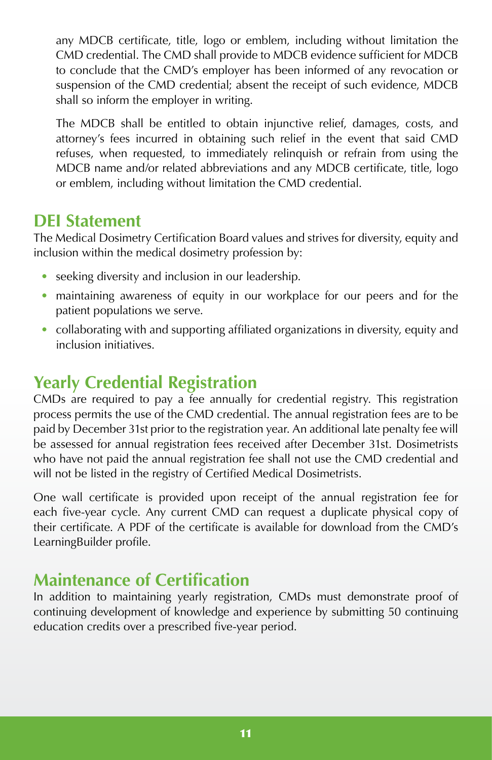any MDCB certificate, title, logo or emblem, including without limitation the CMD credential. The CMD shall provide to MDCB evidence sufficient for MDCB to conclude that the CMD's employer has been informed of any revocation or suspension of the CMD credential; absent the receipt of such evidence, MDCB shall so inform the employer in writing.

The MDCB shall be entitled to obtain injunctive relief, damages, costs, and attorney's fees incurred in obtaining such relief in the event that said CMD refuses, when requested, to immediately relinquish or refrain from using the MDCB name and/or related abbreviations and any MDCB certificate, title, logo or emblem, including without limitation the CMD credential.

## DEI Statement

The Medical Dosimetry Certification Board values and strives for diversity, equity and inclusion within the medical dosimetry profession by:

- seeking diversity and inclusion in our leadership.
- maintaining awareness of equity in our workplace for our peers and for the patient populations we serve.
- collaborating with and supporting affiliated organizations in diversity, equity and inclusion initiatives.

## Yearly Credential Registration

CMDs are required to pay a fee annually for credential registry. This registration process permits the use of the CMD credential. The annual registration fees are to be paid by December 31st prior to the registration year. An additional late penalty fee will be assessed for annual registration fees received after December 31st. Dosimetrists who have not paid the annual registration fee shall not use the CMD credential and will not be listed in the registry of Certified Medical Dosimetrists.

One wall certificate is provided upon receipt of the annual registration fee for each five-year cycle. Any current CMD can request a duplicate physical copy of their certificate. A PDF of the certificate is available for download from the CMD's LearningBuilder profile.

## Maintenance of Certification

In addition to maintaining yearly registration, CMDs must demonstrate proof of continuing development of knowledge and experience by submitting 50 continuing education credits over a prescribed five-year period.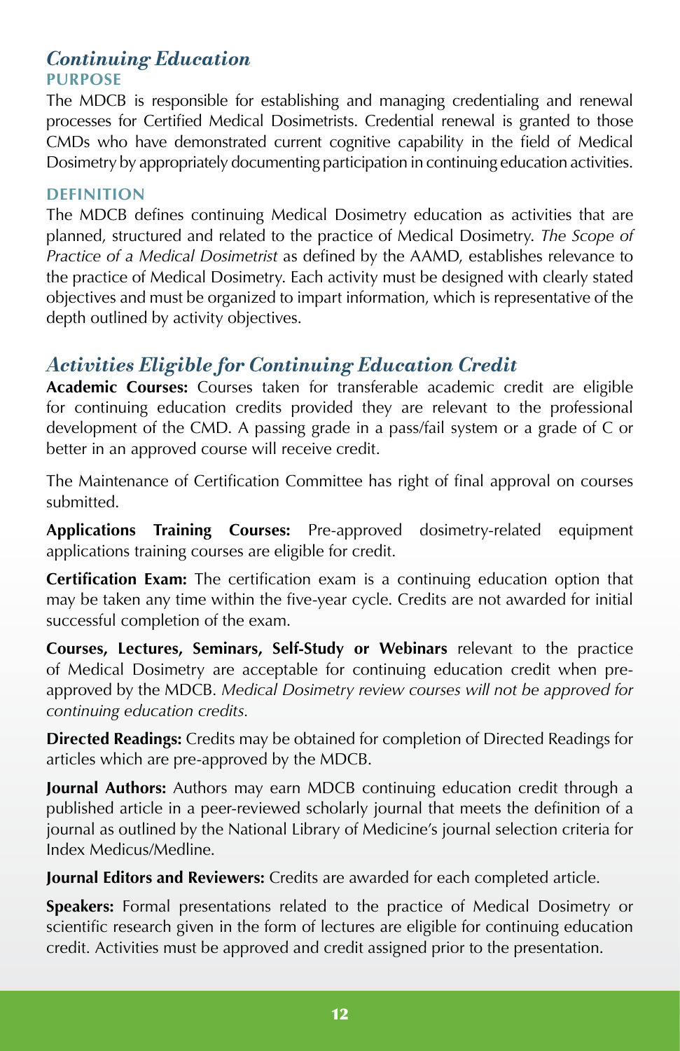## *Continuing Education*

### PURPOSE

The MDCB is responsible for establishing and managing credentialing and renewal processes for Certified Medical Dosimetrists. Credential renewal is granted to those CMDs who have demonstrated current cognitive capability in the field of Medical Dosimetry by appropriately documenting participation in continuing education activities.

### DEFINITION

The MDCB defines continuing Medical Dosimetry education as activities that are planned, structured and related to the practice of Medical Dosimetry. *The Scope of Practice of a Medical Dosimetrist* as defined by the AAMD, establishes relevance to the practice of Medical Dosimetry. Each activity must be designed with clearly stated objectives and must be organized to impart information, which is representative of the depth outlined by activity objectives.

## *Activities Eligible for Continuing Education Credit*

**Academic Courses:** Courses taken for transferable academic credit are eligible for continuing education credits provided they are relevant to the professional development of the CMD. A passing grade in a pass/fail system or a grade of C or better in an approved course will receive credit.

The Maintenance of Certification Committee has right of final approval on courses submitted.

**Applications Training Courses:** Pre-approved dosimetry-related equipment applications training courses are eligible for credit.

**Certification Exam:** The certification exam is a continuing education option that may be taken any time within the five-year cycle. Credits are not awarded for initial successful completion of the exam.

**Courses, Lectures, Seminars, Self-Study or Webinars** relevant to the practice of Medical Dosimetry are acceptable for continuing education credit when pre-approved by the MDCB. *Medical Dosimetry review courses will not be approved for continuing education credits.*

**Directed Readings:** Credits may be obtained for completion of Directed Readings for articles which are pre-approved by the MDCB.

**Journal Authors:** Authors may earn MDCB continuing education credit through a published article in a peer-reviewed scholarly journal that meets the definition of a journal as outlined by the National Library of Medicine's journal selection criteria for Index Medicus/Medline.

**Journal Editors and Reviewers:** Credits are awarded for each completed article.

**Speakers:** Formal presentations related to the practice of Medical Dosimetry or scientific research given in the form of lectures are eligible for continuing education credit. Activities must be approved and credit assigned prior to the presentation.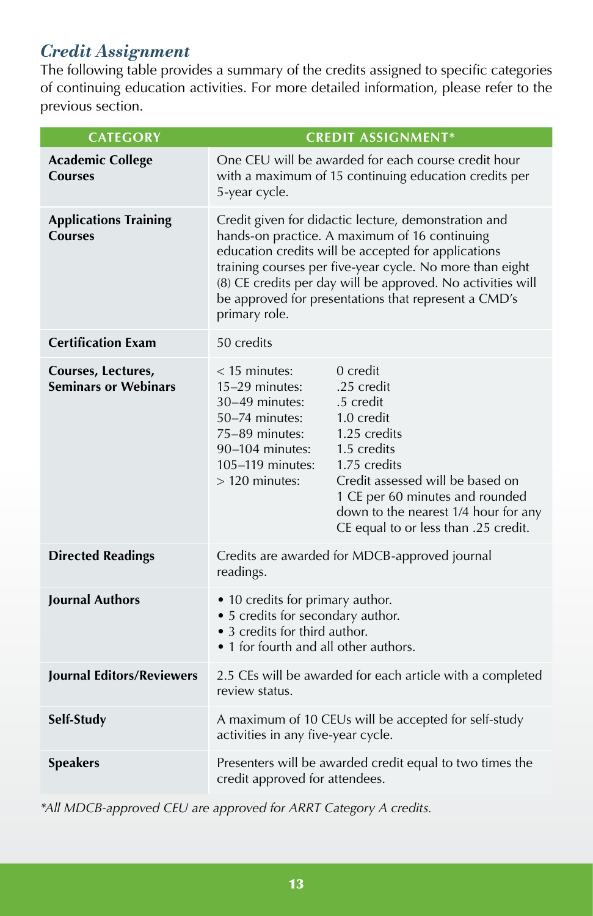## *Credit Assignment*

The following table provides a summary of the credits assigned to specific categories of continuing education activities. For more detailed information, please refer to the previous section.

| CATEGORY | CREDIT ASSIGNMENT* |
|---|---|
| **Academic College Courses** | One CEU will be awarded for each course credit hour with a maximum of 15 continuing education credits per 5-year cycle. |
| **Applications Training Courses** | Credit given for didactic lecture, demonstration and hands-on practice. A maximum of 16 continuing education credits will be accepted for applications training courses per five-year cycle. No more than eight (8) CE credits per day will be approved. No activities will be approved for presentations that represent a CMD's primary role. |
| **Certification Exam** | 50 credits |
| **Courses, Lectures, Seminars or Webinars** | < 15 minutes: 0 credit<br>15–29 minutes: .25 credit<br>30–49 minutes: .5 credit<br>50–74 minutes: 1.0 credit<br>75–89 minutes: 1.25 credits<br>90–104 minutes: 1.5 credits<br>105–119 minutes: 1.75 credits<br>> 120 minutes: Credit assessed will be based on 1 CE per 60 minutes and rounded down to the nearest 1/4 hour for any CE equal to or less than .25 credit. |
| **Directed Readings** | Credits are awarded for MDCB-approved journal readings. |
| **Journal Authors** | • 10 credits for primary author.<br>• 5 credits for secondary author.<br>• 3 credits for third author.<br>• 1 for fourth and all other authors. |
| **Journal Editors/Reviewers** | 2.5 CEs will be awarded for each article with a completed review status. |
| **Self-Study** | A maximum of 10 CEUs will be accepted for self-study activities in any five-year cycle. |
| **Speakers** | Presenters will be awarded credit equal to two times the credit approved for attendees. |

*\*All MDCB-approved CEU are approved for ARRT Category A credits.*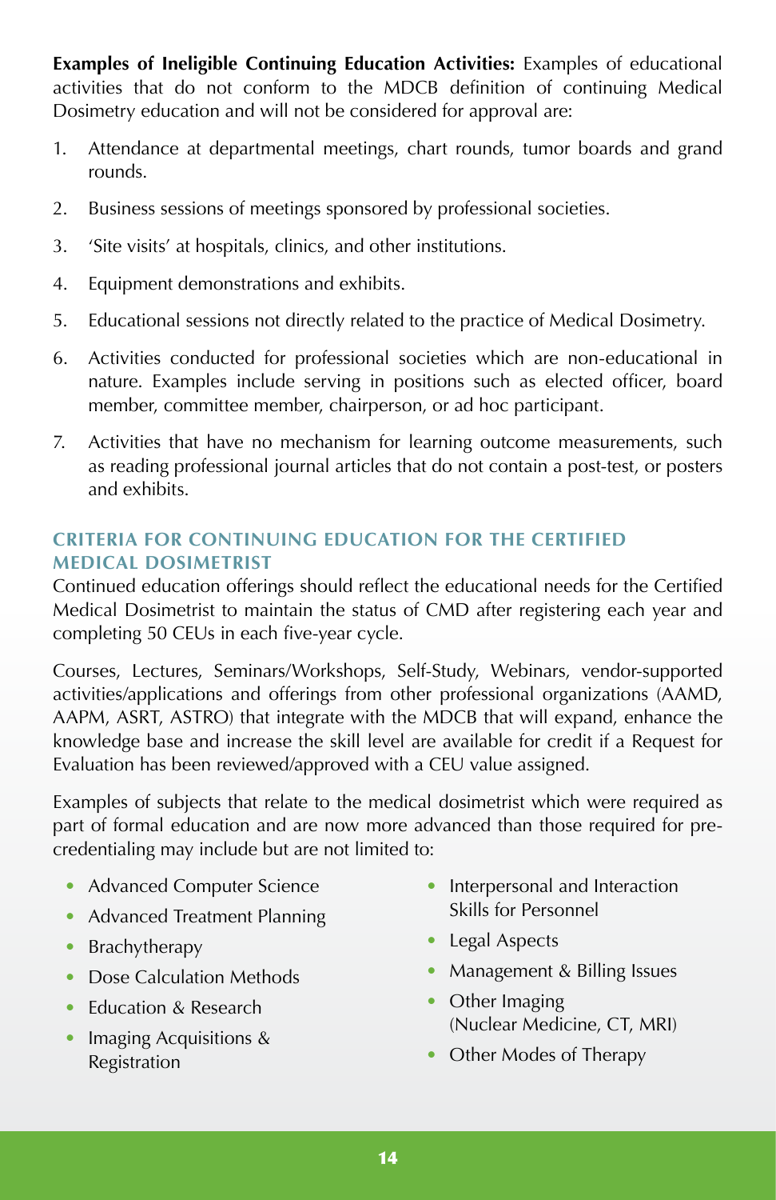**Examples of Ineligible Continuing Education Activities:** Examples of educational activities that do not conform to the MDCB definition of continuing Medical Dosimetry education and will not be considered for approval are:

1. Attendance at departmental meetings, chart rounds, tumor boards and grand rounds.
2. Business sessions of meetings sponsored by professional societies.
3. 'Site visits' at hospitals, clinics, and other institutions.
4. Equipment demonstrations and exhibits.
5. Educational sessions not directly related to the practice of Medical Dosimetry.
6. Activities conducted for professional societies which are non-educational in nature. Examples include serving in positions such as elected officer, board member, committee member, chairperson, or ad hoc participant.
7. Activities that have no mechanism for learning outcome measurements, such as reading professional journal articles that do not contain a post-test, or posters and exhibits.

## CRITERIA FOR CONTINUING EDUCATION FOR THE CERTIFIED MEDICAL DOSIMETRIST

Continued education offerings should reflect the educational needs for the Certified Medical Dosimetrist to maintain the status of CMD after registering each year and completing 50 CEUs in each five-year cycle.

Courses, Lectures, Seminars/Workshops, Self-Study, Webinars, vendor-supported activities/applications and offerings from other professional organizations (AAMD, AAPM, ASRT, ASTRO) that integrate with the MDCB that will expand, enhance the knowledge base and increase the skill level are available for credit if a Request for Evaluation has been reviewed/approved with a CEU value assigned.

Examples of subjects that relate to the medical dosimetrist which were required as part of formal education and are now more advanced than those required for pre-credentialing may include but are not limited to:

- Advanced Computer Science
- Advanced Treatment Planning
- Brachytherapy
- Dose Calculation Methods
- Education & Research
- Imaging Acquisitions & Registration
- Interpersonal and Interaction Skills for Personnel
- Legal Aspects
- Management & Billing Issues
- Other Imaging (Nuclear Medicine, CT, MRI)
- Other Modes of Therapy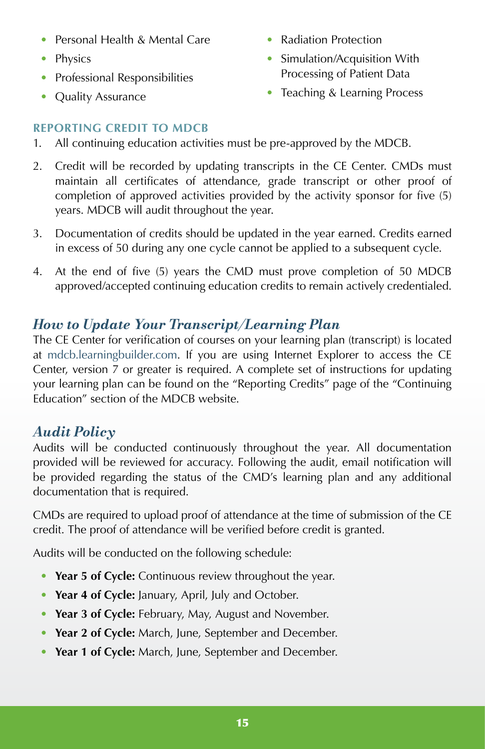- Personal Health & Mental Care
- Physics
- Professional Responsibilities
- Quality Assurance
- Radiation Protection
- Simulation/Acquisition With Processing of Patient Data
- Teaching & Learning Process

### REPORTING CREDIT TO MDCB

1. All continuing education activities must be pre-approved by the MDCB.
2. Credit will be recorded by updating transcripts in the CE Center. CMDs must maintain all certificates of attendance, grade transcript or other proof of completion of approved activities provided by the activity sponsor for five (5) years. MDCB will audit throughout the year.
3. Documentation of credits should be updated in the year earned. Credits earned in excess of 50 during any one cycle cannot be applied to a subsequent cycle.
4. At the end of five (5) years the CMD must prove completion of 50 MDCB approved/accepted continuing education credits to remain actively credentialed.

## *How to Update Your Transcript/Learning Plan*

The CE Center for verification of courses on your learning plan (transcript) is located at mdcb.learningbuilder.com. If you are using Internet Explorer to access the CE Center, version 7 or greater is required. A complete set of instructions for updating your learning plan can be found on the "Reporting Credits" page of the "Continuing Education" section of the MDCB website.

## *Audit Policy*

Audits will be conducted continuously throughout the year. All documentation provided will be reviewed for accuracy. Following the audit, email notification will be provided regarding the status of the CMD's learning plan and any additional documentation that is required.

CMDs are required to upload proof of attendance at the time of submission of the CE credit. The proof of attendance will be verified before credit is granted.

Audits will be conducted on the following schedule:

- **Year 5 of Cycle:** Continuous review throughout the year.
- **Year 4 of Cycle:** January, April, July and October.
- **Year 3 of Cycle:** February, May, August and November.
- **Year 2 of Cycle:** March, June, September and December.
- **Year 1 of Cycle:** March, June, September and December.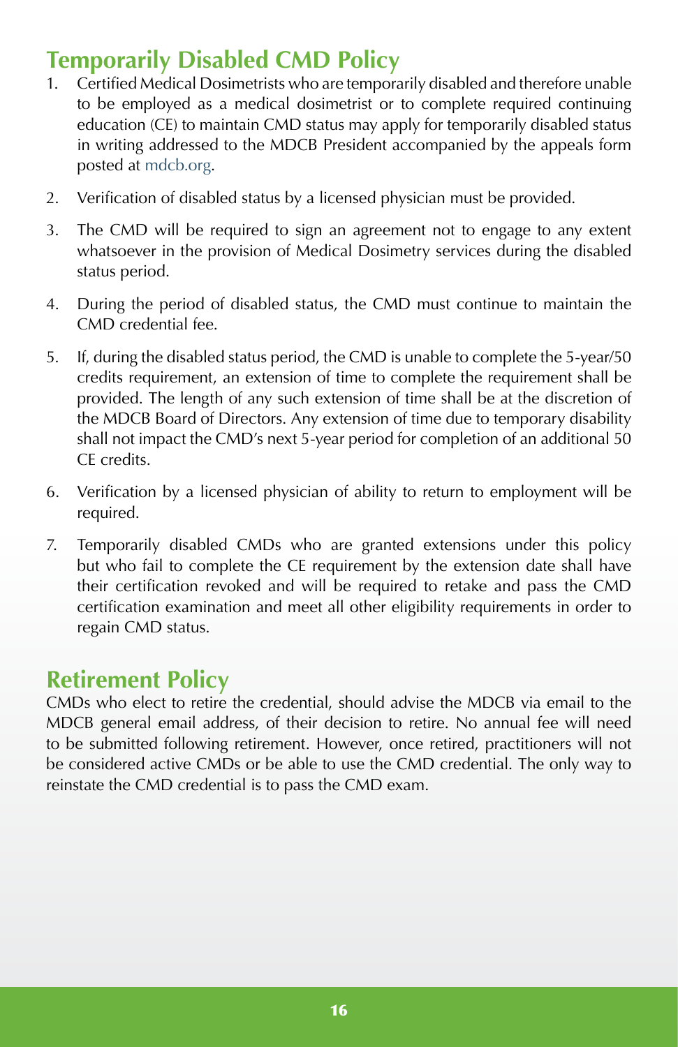## Temporarily Disabled CMD Policy

1. Certified Medical Dosimetrists who are temporarily disabled and therefore unable to be employed as a medical dosimetrist or to complete required continuing education (CE) to maintain CMD status may apply for temporarily disabled status in writing addressed to the MDCB President accompanied by the appeals form posted at mdcb.org.
2. Verification of disabled status by a licensed physician must be provided.
3. The CMD will be required to sign an agreement not to engage to any extent whatsoever in the provision of Medical Dosimetry services during the disabled status period.
4. During the period of disabled status, the CMD must continue to maintain the CMD credential fee.
5. If, during the disabled status period, the CMD is unable to complete the 5-year/50 credits requirement, an extension of time to complete the requirement shall be provided. The length of any such extension of time shall be at the discretion of the MDCB Board of Directors. Any extension of time due to temporary disability shall not impact the CMD's next 5-year period for completion of an additional 50 CE credits.
6. Verification by a licensed physician of ability to return to employment will be required.
7. Temporarily disabled CMDs who are granted extensions under this policy but who fail to complete the CE requirement by the extension date shall have their certification revoked and will be required to retake and pass the CMD certification examination and meet all other eligibility requirements in order to regain CMD status.

## Retirement Policy

CMDs who elect to retire the credential, should advise the MDCB via email to the MDCB general email address, of their decision to retire. No annual fee will need to be submitted following retirement. However, once retired, practitioners will not be considered active CMDs or be able to use the CMD credential. The only way to reinstate the CMD credential is to pass the CMD exam.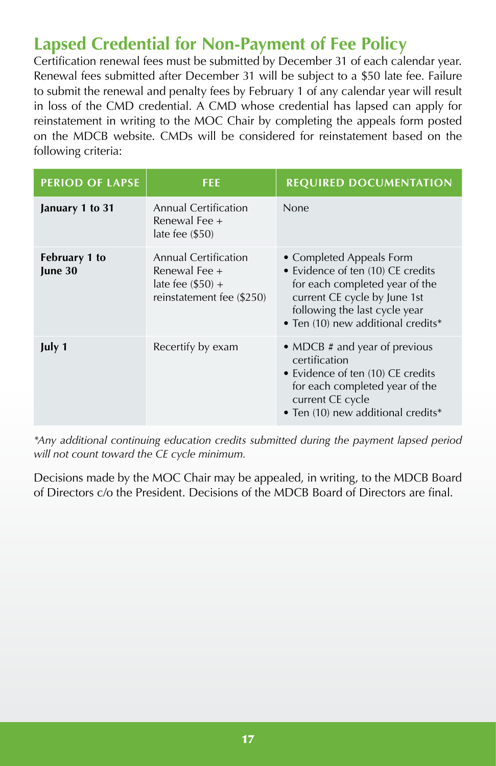## Lapsed Credential for Non-Payment of Fee Policy

Certification renewal fees must be submitted by December 31 of each calendar year. Renewal fees submitted after December 31 will be subject to a $50 late fee. Failure to submit the renewal and penalty fees by February 1 of any calendar year will result in loss of the CMD credential. A CMD whose credential has lapsed can apply for reinstatement in writing to the MOC Chair by completing the appeals form posted on the MDCB website. CMDs will be considered for reinstatement based on the following criteria:

| PERIOD OF LAPSE | FEE | REQUIRED DOCUMENTATION |
|---|---|---|
| **January 1 to 31** | Annual Certification Renewal Fee + late fee ($50) | None |
| **February 1 to June 30** | Annual Certification Renewal Fee + late fee ($50) + reinstatement fee ($250) | • Completed Appeals Form<br>• Evidence of ten (10) CE credits for each completed year of the current CE cycle by June 1st following the last cycle year<br>• Ten (10) new additional credits* |
| **July 1** | Recertify by exam | • MDCB # and year of previous certification<br>• Evidence of ten (10) CE credits for each completed year of the current CE cycle<br>• Ten (10) new additional credits* |

*\*Any additional continuing education credits submitted during the payment lapsed period will not count toward the CE cycle minimum.*

Decisions made by the MOC Chair may be appealed, in writing, to the MDCB Board of Directors c/o the President. Decisions of the MDCB Board of Directors are final.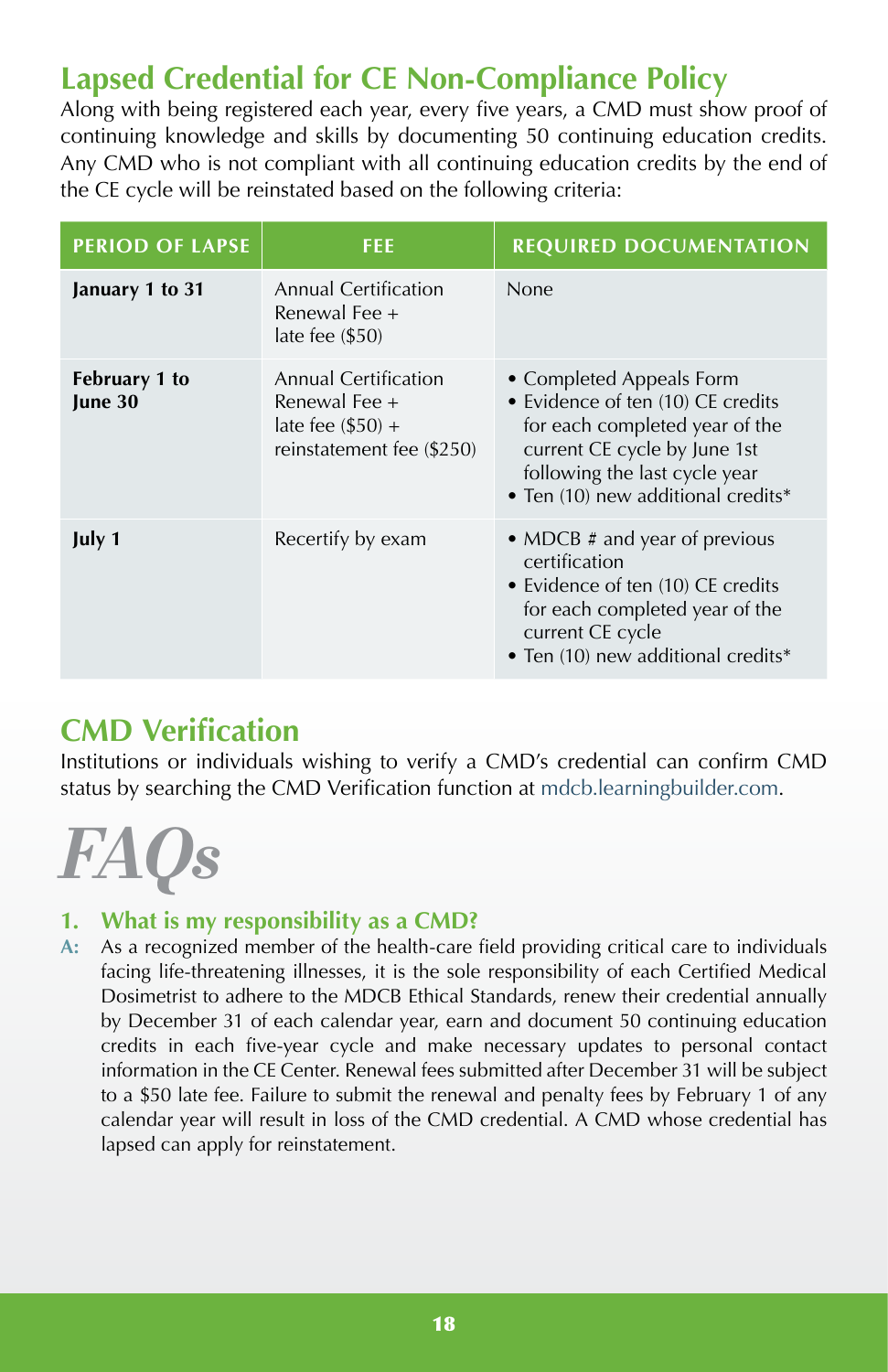## Lapsed Credential for CE Non-Compliance Policy

Along with being registered each year, every five years, a CMD must show proof of continuing knowledge and skills by documenting 50 continuing education credits. Any CMD who is not compliant with all continuing education credits by the end of the CE cycle will be reinstated based on the following criteria:

| PERIOD OF LAPSE | FEE | REQUIRED DOCUMENTATION |
|---|---|---|
| **January 1 to 31** | Annual Certification Renewal Fee + late fee ($50) | None |
| **February 1 to June 30** | Annual Certification Renewal Fee + late fee ($50) + reinstatement fee ($250) | • Completed Appeals Form<br>• Evidence of ten (10) CE credits for each completed year of the current CE cycle by June 1st following the last cycle year<br>• Ten (10) new additional credits* |
| **July 1** | Recertify by exam | • MDCB # and year of previous certification<br>• Evidence of ten (10) CE credits for each completed year of the current CE cycle<br>• Ten (10) new additional credits* |

## CMD Verification

Institutions or individuals wishing to verify a CMD's credential can confirm CMD status by searching the CMD Verification function at mdcb.learningbuilder.com.

# *FAQs*

### 1. What is my responsibility as a CMD?

**A:** As a recognized member of the health-care field providing critical care to individuals facing life-threatening illnesses, it is the sole responsibility of each Certified Medical Dosimetrist to adhere to the MDCB Ethical Standards, renew their credential annually by December 31 of each calendar year, earn and document 50 continuing education credits in each five-year cycle and make necessary updates to personal contact information in the CE Center. Renewal fees submitted after December 31 will be subject to a $50 late fee. Failure to submit the renewal and penalty fees by February 1 of any calendar year will result in loss of the CMD credential. A CMD whose credential has lapsed can apply for reinstatement.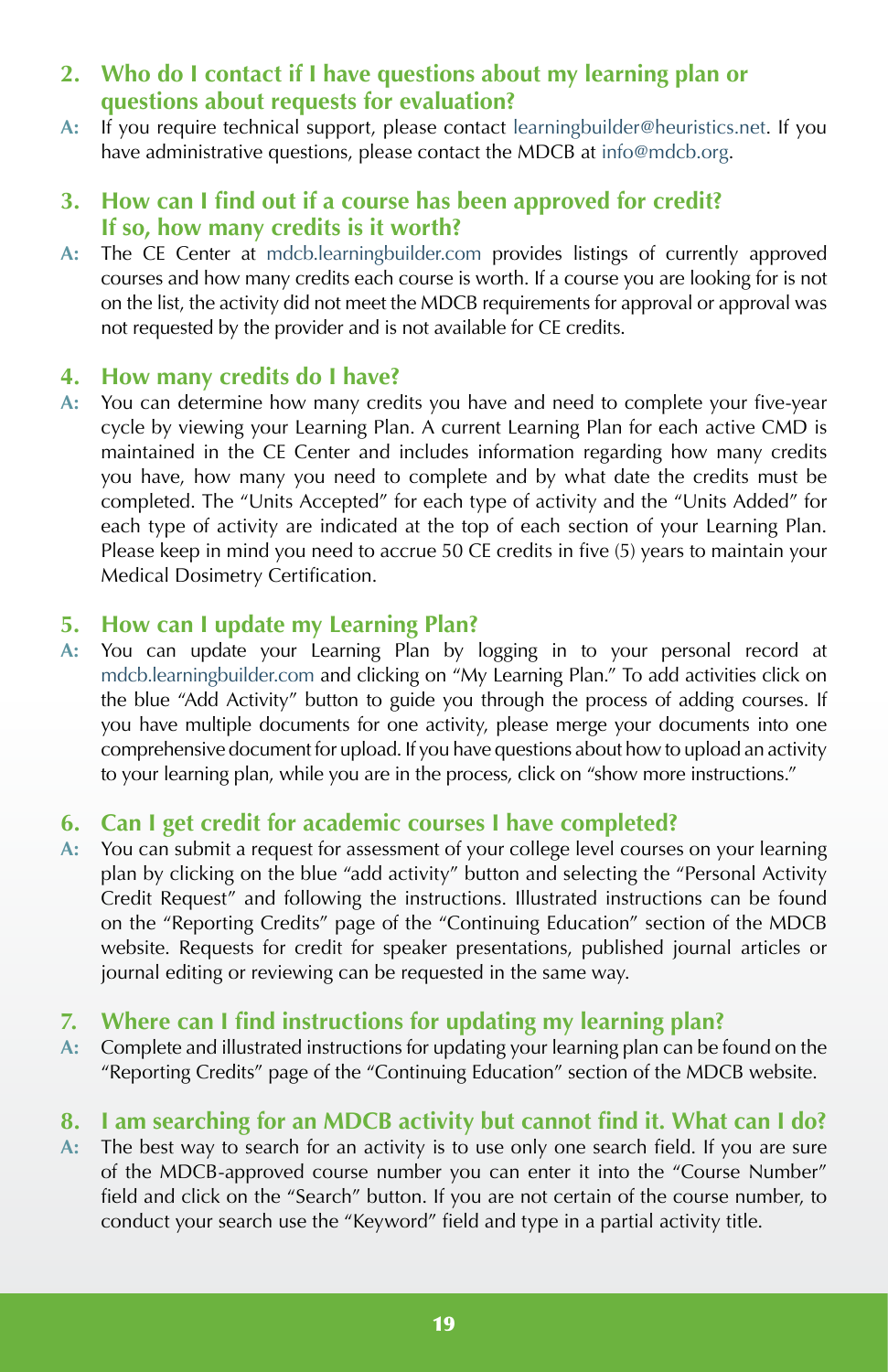## 2. Who do I contact if I have questions about my learning plan or questions about requests for evaluation?

**A:** If you require technical support, please contact learningbuilder@heuristics.net. If you have administrative questions, please contact the MDCB at info@mdcb.org.

## 3. How can I find out if a course has been approved for credit? If so, how many credits is it worth?

**A:** The CE Center at mdcb.learningbuilder.com provides listings of currently approved courses and how many credits each course is worth. If a course you are looking for is not on the list, the activity did not meet the MDCB requirements for approval or approval was not requested by the provider and is not available for CE credits.

## 4. How many credits do I have?

**A:** You can determine how many credits you have and need to complete your five-year cycle by viewing your Learning Plan. A current Learning Plan for each active CMD is maintained in the CE Center and includes information regarding how many credits you have, how many you need to complete and by what date the credits must be completed. The "Units Accepted" for each type of activity and the "Units Added" for each type of activity are indicated at the top of each section of your Learning Plan. Please keep in mind you need to accrue 50 CE credits in five (5) years to maintain your Medical Dosimetry Certification.

## 5. How can I update my Learning Plan?

**A:** You can update your Learning Plan by logging in to your personal record at mdcb.learningbuilder.com and clicking on "My Learning Plan." To add activities click on the blue "Add Activity" button to guide you through the process of adding courses. If you have multiple documents for one activity, please merge your documents into one comprehensive document for upload. If you have questions about how to upload an activity to your learning plan, while you are in the process, click on "show more instructions."

## 6. Can I get credit for academic courses I have completed?

**A:** You can submit a request for assessment of your college level courses on your learning plan by clicking on the blue "add activity" button and selecting the "Personal Activity Credit Request" and following the instructions. Illustrated instructions can be found on the "Reporting Credits" page of the "Continuing Education" section of the MDCB website. Requests for credit for speaker presentations, published journal articles or journal editing or reviewing can be requested in the same way.

## 7. Where can I find instructions for updating my learning plan?

**A:** Complete and illustrated instructions for updating your learning plan can be found on the "Reporting Credits" page of the "Continuing Education" section of the MDCB website.

## 8. I am searching for an MDCB activity but cannot find it. What can I do?

**A:** The best way to search for an activity is to use only one search field. If you are sure of the MDCB-approved course number you can enter it into the "Course Number" field and click on the "Search" button. If you are not certain of the course number, to conduct your search use the "Keyword" field and type in a partial activity title.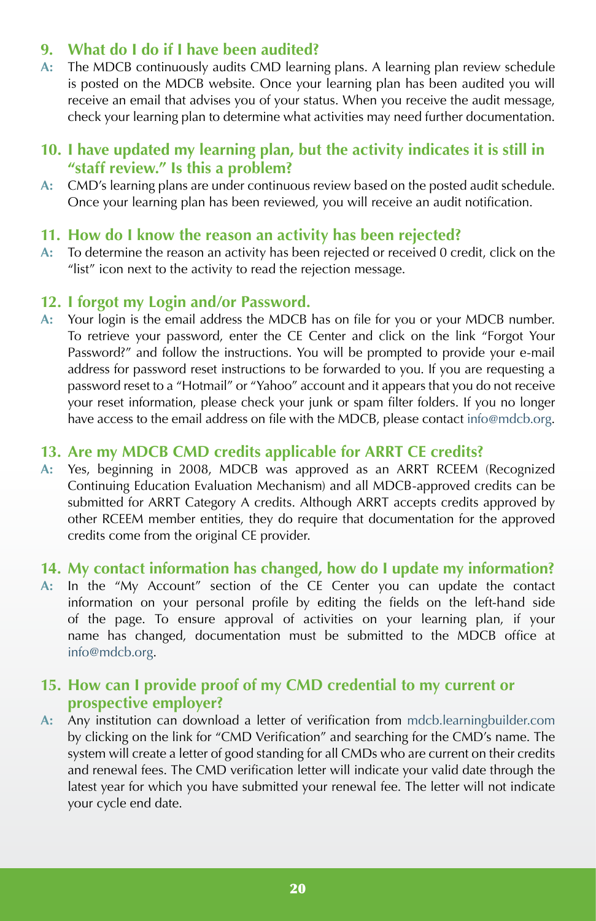### 9. What do I do if I have been audited?

**A:** The MDCB continuously audits CMD learning plans. A learning plan review schedule is posted on the MDCB website. Once your learning plan has been audited you will receive an email that advises you of your status. When you receive the audit message, check your learning plan to determine what activities may need further documentation.

### 10. I have updated my learning plan, but the activity indicates it is still in "staff review." Is this a problem?

**A:** CMD's learning plans are under continuous review based on the posted audit schedule. Once your learning plan has been reviewed, you will receive an audit notification.

### 11. How do I know the reason an activity has been rejected?

**A:** To determine the reason an activity has been rejected or received 0 credit, click on the "list" icon next to the activity to read the rejection message.

### 12. I forgot my Login and/or Password.

**A:** Your login is the email address the MDCB has on file for you or your MDCB number. To retrieve your password, enter the CE Center and click on the link "Forgot Your Password?" and follow the instructions. You will be prompted to provide your e-mail address for password reset instructions to be forwarded to you. If you are requesting a password reset to a "Hotmail" or "Yahoo" account and it appears that you do not receive your reset information, please check your junk or spam filter folders. If you no longer have access to the email address on file with the MDCB, please contact info@mdcb.org.

### 13. Are my MDCB CMD credits applicable for ARRT CE credits?

**A:** Yes, beginning in 2008, MDCB was approved as an ARRT RCEEM (Recognized Continuing Education Evaluation Mechanism) and all MDCB-approved credits can be submitted for ARRT Category A credits. Although ARRT accepts credits approved by other RCEEM member entities, they do require that documentation for the approved credits come from the original CE provider.

### 14. My contact information has changed, how do I update my information?

**A:** In the "My Account" section of the CE Center you can update the contact information on your personal profile by editing the fields on the left-hand side of the page. To ensure approval of activities on your learning plan, if your name has changed, documentation must be submitted to the MDCB office at info@mdcb.org.

### 15. How can I provide proof of my CMD credential to my current or prospective employer?

**A:** Any institution can download a letter of verification from mdcb.learningbuilder.com by clicking on the link for "CMD Verification" and searching for the CMD's name. The system will create a letter of good standing for all CMDs who are current on their credits and renewal fees. The CMD verification letter will indicate your valid date through the latest year for which you have submitted your renewal fee. The letter will not indicate your cycle end date.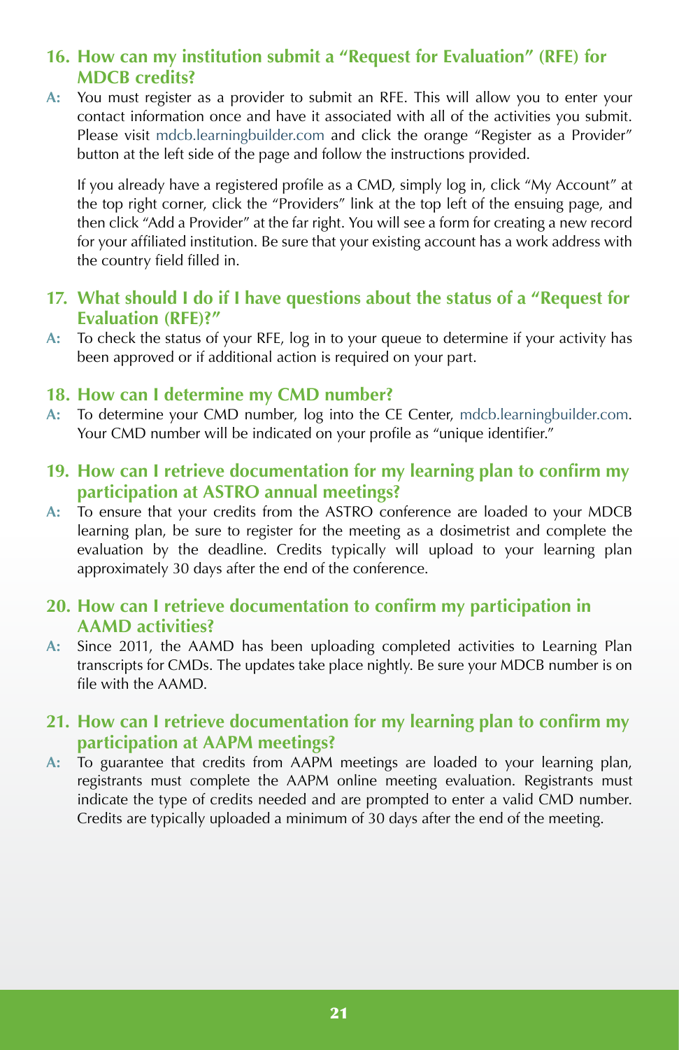### 16. How can my institution submit a "Request for Evaluation" (RFE) for MDCB credits?

**A:** You must register as a provider to submit an RFE. This will allow you to enter your contact information once and have it associated with all of the activities you submit. Please visit mdcb.learningbuilder.com and click the orange "Register as a Provider" button at the left side of the page and follow the instructions provided.

If you already have a registered profile as a CMD, simply log in, click "My Account" at the top right corner, click the "Providers" link at the top left of the ensuing page, and then click "Add a Provider" at the far right. You will see a form for creating a new record for your affiliated institution. Be sure that your existing account has a work address with the country field filled in.

### 17. What should I do if I have questions about the status of a "Request for Evaluation (RFE)?"

**A:** To check the status of your RFE, log in to your queue to determine if your activity has been approved or if additional action is required on your part.

### 18. How can I determine my CMD number?

**A:** To determine your CMD number, log into the CE Center, mdcb.learningbuilder.com. Your CMD number will be indicated on your profile as "unique identifier."

### 19. How can I retrieve documentation for my learning plan to confirm my participation at ASTRO annual meetings?

**A:** To ensure that your credits from the ASTRO conference are loaded to your MDCB learning plan, be sure to register for the meeting as a dosimetrist and complete the evaluation by the deadline. Credits typically will upload to your learning plan approximately 30 days after the end of the conference.

### 20. How can I retrieve documentation to confirm my participation in AAMD activities?

**A:** Since 2011, the AAMD has been uploading completed activities to Learning Plan transcripts for CMDs. The updates take place nightly. Be sure your MDCB number is on file with the AAMD.

### 21. How can I retrieve documentation for my learning plan to confirm my participation at AAPM meetings?

**A:** To guarantee that credits from AAPM meetings are loaded to your learning plan, registrants must complete the AAPM online meeting evaluation. Registrants must indicate the type of credits needed and are prompted to enter a valid CMD number. Credits are typically uploaded a minimum of 30 days after the end of the meeting.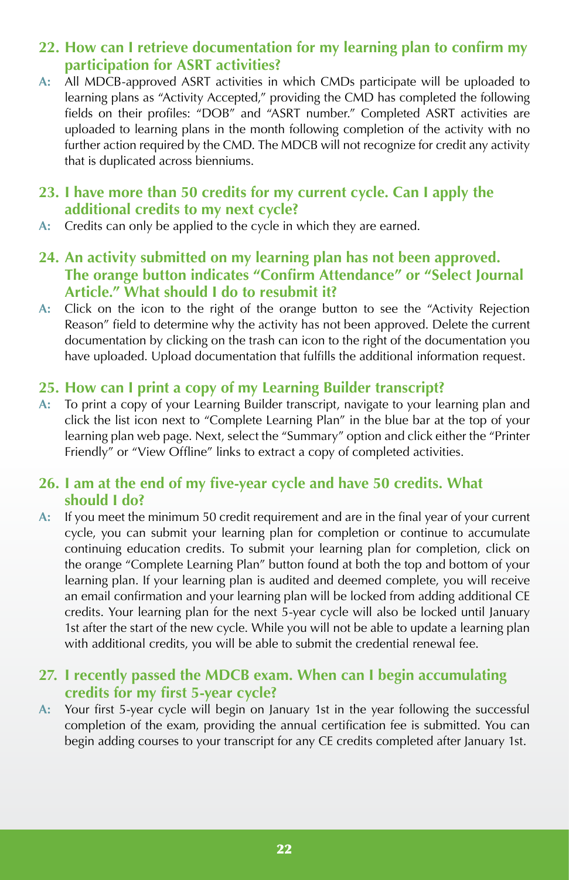### 22. How can I retrieve documentation for my learning plan to confirm my participation for ASRT activities?

**A:** All MDCB-approved ASRT activities in which CMDs participate will be uploaded to learning plans as "Activity Accepted," providing the CMD has completed the following fields on their profiles: "DOB" and "ASRT number." Completed ASRT activities are uploaded to learning plans in the month following completion of the activity with no further action required by the CMD. The MDCB will not recognize for credit any activity that is duplicated across bienniums.

### 23. I have more than 50 credits for my current cycle. Can I apply the additional credits to my next cycle?

**A:** Credits can only be applied to the cycle in which they are earned.

### 24. An activity submitted on my learning plan has not been approved. The orange button indicates "Confirm Attendance" or "Select Journal Article." What should I do to resubmit it?

**A:** Click on the icon to the right of the orange button to see the "Activity Rejection Reason" field to determine why the activity has not been approved. Delete the current documentation by clicking on the trash can icon to the right of the documentation you have uploaded. Upload documentation that fulfills the additional information request.

### 25. How can I print a copy of my Learning Builder transcript?

**A:** To print a copy of your Learning Builder transcript, navigate to your learning plan and click the list icon next to "Complete Learning Plan" in the blue bar at the top of your learning plan web page. Next, select the "Summary" option and click either the "Printer Friendly" or "View Offline" links to extract a copy of completed activities.

### 26. I am at the end of my five-year cycle and have 50 credits. What should I do?

**A:** If you meet the minimum 50 credit requirement and are in the final year of your current cycle, you can submit your learning plan for completion or continue to accumulate continuing education credits. To submit your learning plan for completion, click on the orange "Complete Learning Plan" button found at both the top and bottom of your learning plan. If your learning plan is audited and deemed complete, you will receive an email confirmation and your learning plan will be locked from adding additional CE credits. Your learning plan for the next 5-year cycle will also be locked until January 1st after the start of the new cycle. While you will not be able to update a learning plan with additional credits, you will be able to submit the credential renewal fee.

### 27. I recently passed the MDCB exam. When can I begin accumulating credits for my first 5-year cycle?

**A:** Your first 5-year cycle will begin on January 1st in the year following the successful completion of the exam, providing the annual certification fee is submitted. You can begin adding courses to your transcript for any CE credits completed after January 1st.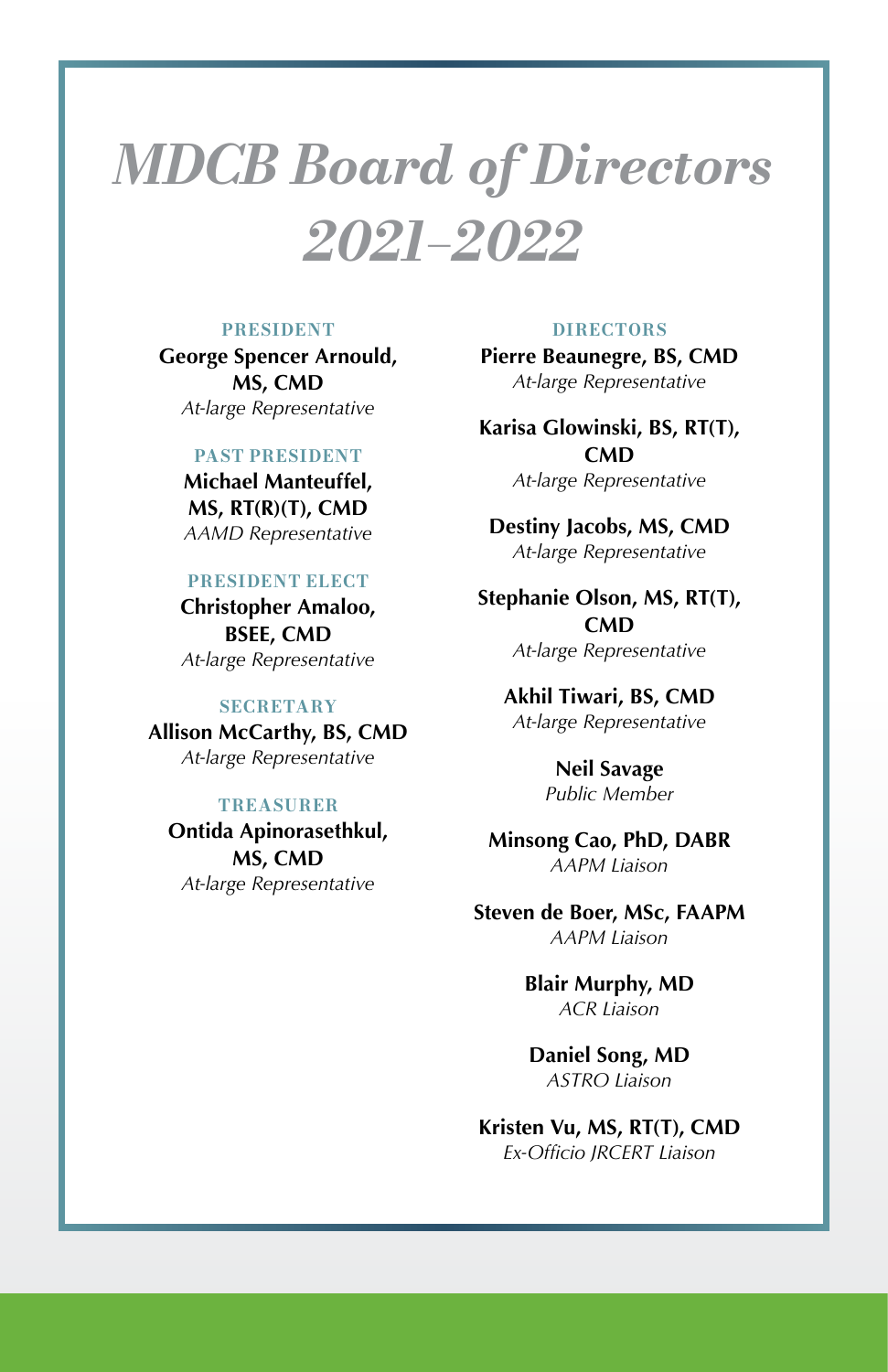# *MDCB Board of Directors 2021–2022*

**PRESIDENT**

**George Spencer Arnould, MS, CMD**
*At-large Representative*

**PAST PRESIDENT**

**Michael Manteuffel, MS, RT(R)(T), CMD**
*AAMD Representative*

**PRESIDENT ELECT**

**Christopher Amaloo, BSEE, CMD**
*At-large Representative*

**SECRETARY**

**Allison McCarthy, BS, CMD**
*At-large Representative*

**TREASURER**

**Ontida Apinorasethkul, MS, CMD**
*At-large Representative*

**DIRECTORS**

**Pierre Beaunegre, BS, CMD**
*At-large Representative*

**Karisa Glowinski, BS, RT(T), CMD**
*At-large Representative*

**Destiny Jacobs, MS, CMD**
*At-large Representative*

**Stephanie Olson, MS, RT(T), CMD**
*At-large Representative*

**Akhil Tiwari, BS, CMD**
*At-large Representative*

**Neil Savage**
*Public Member*

**Minsong Cao, PhD, DABR**
*AAPM Liaison*

**Steven de Boer, MSc, FAAPM**
*AAPM Liaison*

**Blair Murphy, MD**
*ACR Liaison*

**Daniel Song, MD**
*ASTRO Liaison*

**Kristen Vu, MS, RT(T), CMD**
*Ex-Officio JRCERT Liaison*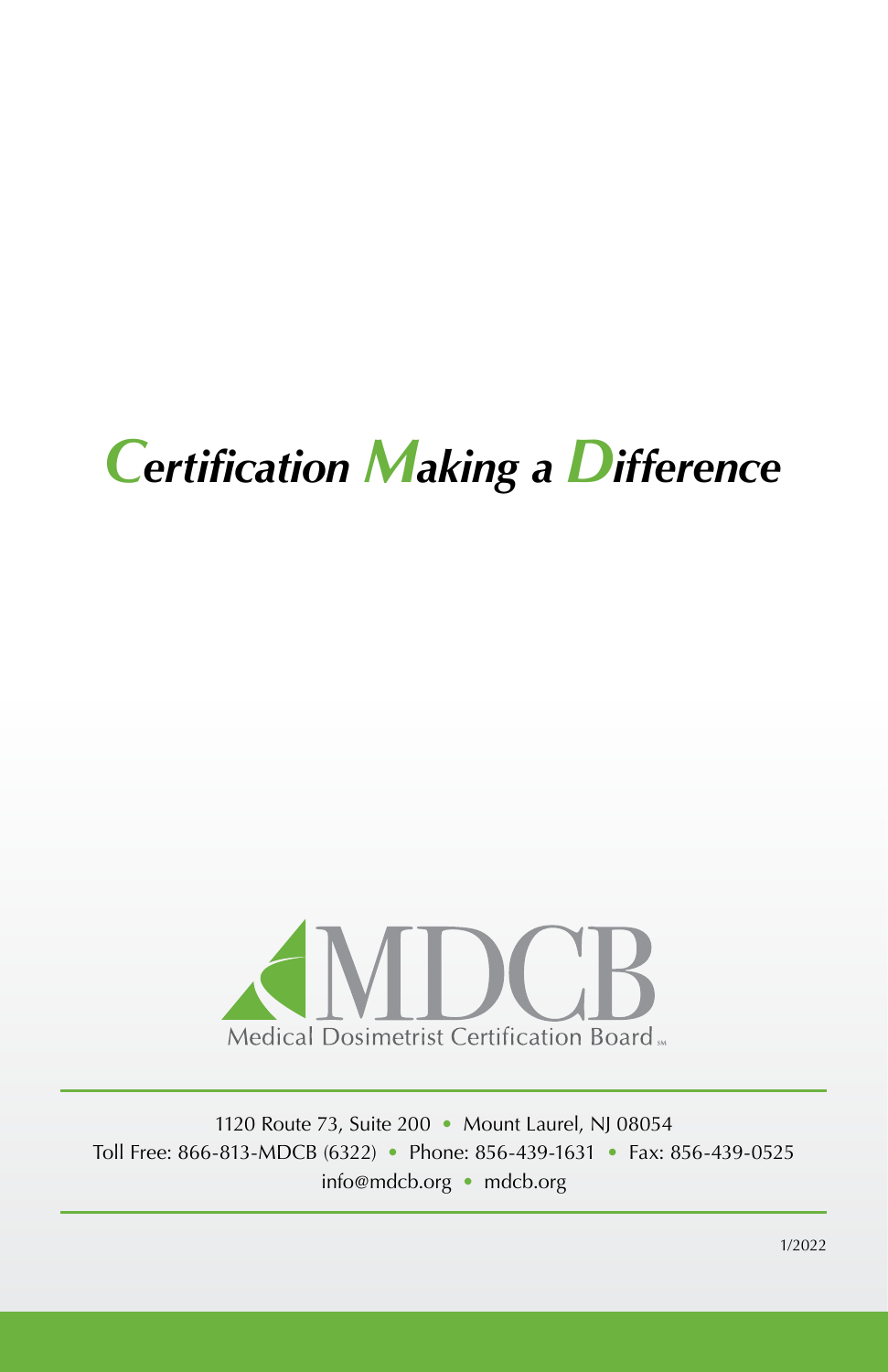***Certification Making a Difference***

MDCB

Medical Dosimetrist Certification Board℠

1120 Route 73, Suite 200 • Mount Laurel, NJ 08054

Toll Free: 866-813-MDCB (6322) • Phone: 856-439-1631 • Fax: 856-439-0525

info@mdcb.org • mdcb.org

1/2022